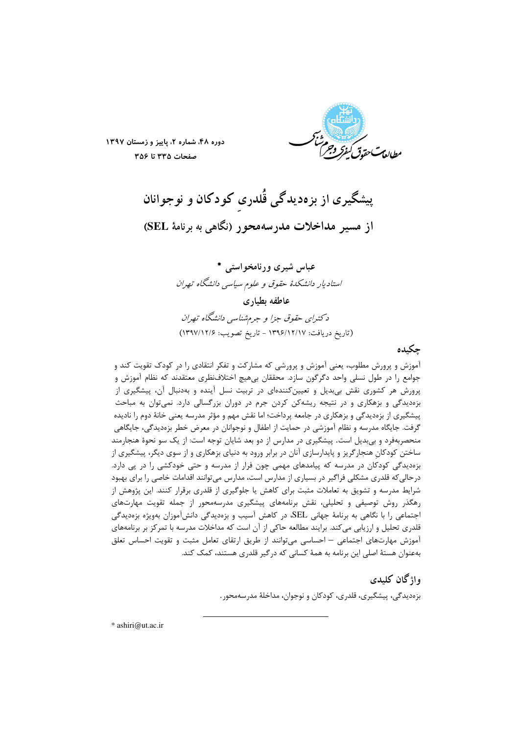# پیشگیری از بزه‌دیدگی قُلدریِ کودکان و نوجوانان

## از مسیر مداخلات مدرسه‌محور (نگاهی به برنامهٔ SEL)

**عباس شیری ورنامخواستی** *

*استادیار دانشکدهٔ حقوق و علوم سیاسی دانشگاه تهران*

**عاطفه بطیاری**

*دکترای حقوق جزا و جرم‌شناسی دانشگاه تهران*

(تاریخ دریافت: ۱۳۹۶/۱۲/۱۷ - تاریخ تصویب: ۱۳۹۷/۱۲/۶)

## چکیده

آموزش و پرورش مطلوب، یعنی آموزش و پرورشی که مشارکت و تفکر انتقادی را در کودک تقویت کند و جوامع را در طول نسلی واحد دگرگون سازد. محققان بی‌هیچ اختلاف‌نظری معتقدند که نظام آموزش و پرورش هر کشوری نقش بی‌بدیل و تعیین‌کننده‌ای در تربیت نسل آینده و به‌دنبال آن، پیشگیری از بزه‌دیدگی و بزهکاری و در نتیجه ریشه‌کن کردن جرم در دوران بزرگسالی دارد. نمی‌توان به مباحث پیشگیری از بزه‌دیدگی و بزهکاری در جامعه پرداخت؛ اما نقش مهم و مؤثر مدرسه یعنی خانهٔ دوم را نادیده گرفت. جایگاه مدرسه و نظام آموزشی در حمایت از اطفال و نوجوانان در معرض خطر بزه‌دیدگی، جایگاهی منحصربه‌فرد و بی‌بدیل است. پیشگیری در مدارس از دو بعد شایان توجه است: از یک سو نحوهٔ هنجارمند ساختن کودکانِ هنجارگریز و پایدارسازی آنان در برابر ورود به دنیای بزهکاری و از سوی دیگر، پیشگیری از بزه‌دیدگی کودکان در مدرسه که پیامدهای مهمی چون فرار از مدرسه و حتی خودکشی را در پی دارد. درحالی‌که قلدری مشکلی فراگیر در بسیاری از مدارس است، مدارس می‌توانند اقدامات خاصی را برای بهبود شرایط مدرسه و تشویق به تعاملات مثبت برای کاهش یا جلوگیری از قلدری برقرار کنند. این پژوهش از رهگذر روش توصیفی و تحلیلی، نقش برنامه‌های پیشگیری مدرسه‌محور از جمله تقویت مهارت‌های اجتماعی را با نگاهی به برنامهٔ جهانی SEL، در کاهش آسیب و بزه‌دیدگی دانش‌آموزان به‌ویژه بزه‌دیدگی قلدری تحلیل و ارزیابی می‌کند. برایند مطالعه حاکی از آن است که مداخلات مدرسه با تمرکز بر برنامه‌های آموزش مهارت‌های اجتماعی – احساسی می‌توانند از طریق ارتقای تعامل مثبت و تقویت احساس تعلق به‌عنوان هستهٔ اصلی این برنامه به همهٔ کسانی که درگیر قلدری هستند، کمک کند.

## واژگان کلیدی

بزه‌دیدگی، پیشگیری، قلدری، کودکان و نوجوان، مداخلهٔ مدرسه‌محور.

* ashiri@ut.ac.ir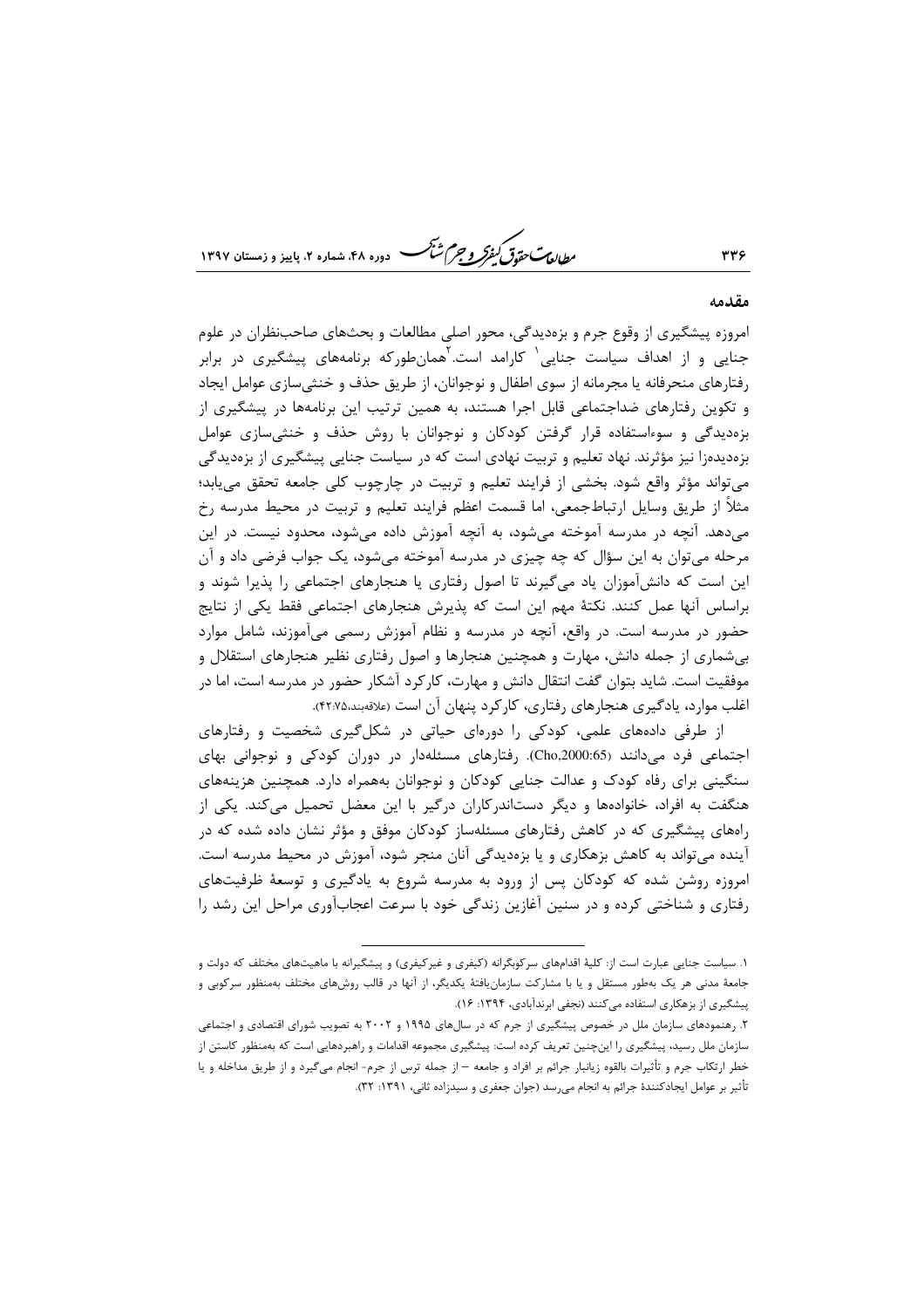## مقدمه

امروزه پیشگیری از وقوع جرم و بزه‌دیدگی، محور اصلی مطالعات و بحث‌های صاحب‌نظران در علوم جنایی و از اهداف سیاست جنایی[1] کارامد است.[2] همان‌طورکه برنامه‌های پیشگیری در برابر رفتارهای منحرفانه یا مجرمانه از سوی اطفال و نوجوانان، از طریق حذف و خنثی‌سازی عوامل ایجاد و تکوین رفتارهای ضداجتماعی قابل اجرا هستند، به همین ترتیب این برنامه‌ها در پیشگیری از بزه‌دیدگی و سوءاستفاده قرار گرفتن کودکان و نوجوانان با روش حذف و خنثی‌سازی عوامل بزه‌دیده‌زا نیز مؤثرند. نهاد تعلیم و تربیت نهادی است که در سیاست جنایی پیشگیری از بزه‌دیدگی می‌تواند مؤثر واقع شود. بخشی از فرایند تعلیم و تربیت در چارچوب کلی جامعه تحقق می‌یابد؛ مثلاً از طریق وسایل ارتباط‌جمعی، اما قسمت اعظم فرایند تعلیم و تربیت در محیط مدرسه رخ می‌دهد. آنچه در مدرسه آموخته می‌شود، به آنچه آموزش داده می‌شود، محدود نیست. در این مرحله می‌توان به این سؤال که چه چیزی در مدرسه آموخته می‌شود، یک جواب فرضی داد و آن این است که دانش‌آموزان یاد می‌گیرند تا اصول رفتاری یا هنجارهای اجتماعی را پذیرا شوند و براساس آنها عمل کنند. نکتهٔ مهم این است که پذیرش هنجارهای اجتماعی فقط یکی از نتایج حضور در مدرسه است. در واقع، آنچه در مدرسه و نظام آموزش رسمی می‌آموزند، شامل موارد بی‌شماری از جمله دانش، مهارت و همچنین هنجارها و اصول رفتاری نظیر هنجارهای استقلال و موفقیت است. شاید بتوان گفت انتقال دانش و مهارت، کارکرد آشکار حضور در مدرسه است، اما در اغلب موارد، یادگیری هنجارهای رفتاری، کارکرد پنهان آن است (علاقه‌بند،۴۲:۷۵).

از طرفی داده‌های علمی، کودکی را دوره‌ای حیاتی در شکل‌گیری شخصیت و رفتارهای اجتماعی فرد می‌دانند (Cho,2000:65). رفتارهای مسئله‌دار در دوران کودکی و نوجوانی بهای سنگینی برای رفاه کودک و عدالت جنایی کودکان و نوجوانان به‌همراه دارد. همچنین هزینه‌های هنگفت به افراد، خانواده‌ها و دیگر دست‌اندرکاران درگیر با این معضل تحمیل می‌کند. یکی از راه‌های پیشگیری که در کاهش رفتارهای مسئله‌ساز کودکان موفق و مؤثر نشان داده شده که در آینده می‌تواند به کاهش بزهکاری و یا بزه‌دیدگی آنان منجر شود، آموزش در محیط مدرسه است. امروزه روشن شده که کودکان پس از ورود به مدرسه شروع به یادگیری و توسعهٔ ظرفیت‌های رفتاری و شناختی کرده و در سنین آغازین زندگی خود با سرعت اعجاب‌آوری مراحل این رشد را

---

۱. سیاست جنایی عبارت است از: کلیهٔ اقدام‌های سرکوبگرانه (کیفری و غیرکیفری) و پیشگیرانه با ماهیت‌های مختلف که دولت و جامعهٔ مدنی هر یک به‌طور مستقل و یا با مشارکت سازمان‌یافتهٔ یکدیگر، از آنها در قالب روش‌های مختلف به‌منظور سرکوبی و پیشگیری از بزهکاری استفاده می‌کنند (نجفی ابرندآبادی، ۱۳۹۴: ۱۶).

۲. رهنمودهای سازمان ملل در خصوص پیشگیری از جرم که در سال‌های ۱۹۹۵ و ۲۰۰۲ به تصویب شورای اقتصادی و اجتماعی سازمان ملل رسید، پیشگیری را این‌چنین تعریف کرده است: پیشگیری مجموعه اقدامات و راهبردهایی است که به‌منظور کاستن از خطر ارتکاب جرم و تأثیرات بالقوه زیانبار جرائم بر افراد و جامعه – از جمله ترس از جرم- انجام می‌گیرد و از طریق مداخله و یا تأثیر بر عوامل ایجادکنندهٔ جرائم به انجام می‌رسد (جوان جعفری و سیدزاده ثانی، ۱۳۹۱: ۳۲).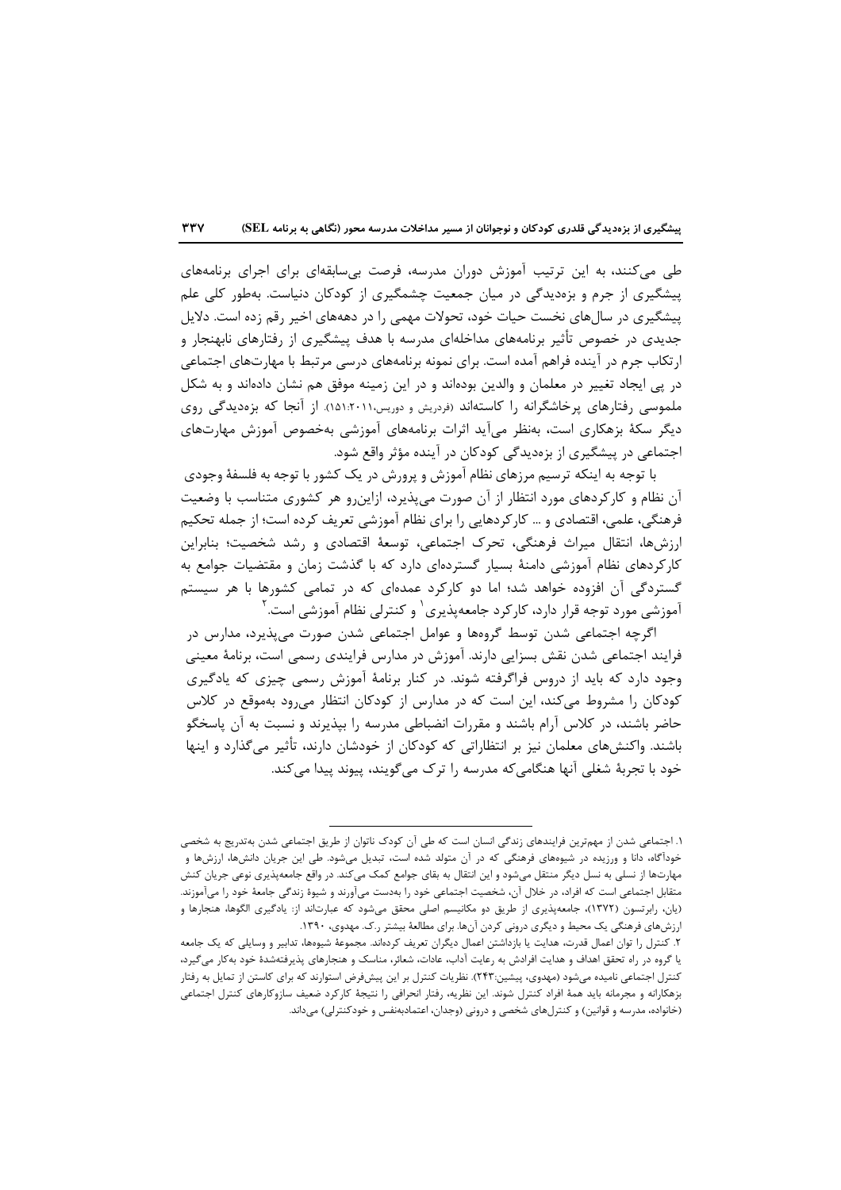طی می‌کنند، به این ترتیب آموزش دوران مدرسه، فرصت بی‌سابقه‌ای برای اجرای برنامه‌های پیشگیری از جرم و بزه‌دیدگی در میان جمعیت چشمگیری از کودکان دنیاست. به‌طور کلی علم پیشگیری در سال‌های نخست حیات خود، تحولات مهمی را در دهه‌های اخیر رقم زده است. دلایل جدیدی در خصوص تأثیر برنامه‌های مداخله‌ای مدرسه با هدف پیشگیری از رفتارهای نابهنجار و ارتکاب جرم در آینده فراهم آمده است. برای نمونه برنامه‌های درسی مرتبط با مهارت‌های اجتماعی در پی ایجاد تغییر در معلمان و والدین بوده‌اند و در این زمینه موفق هم نشان داده‌اند و به شکل ملموسی رفتارهای پرخاشگرانه را کاسته‌اند (فردریش و دوریس،۲۰۱۱:۱۵۱). از آنجا که بزه‌دیدگی روی دیگر سکهٔ بزهکاری است، به‌نظر می‌آید اثرات برنامه‌های آموزشی به‌خصوص آموزش مهارت‌های اجتماعی در پیشگیری از بزه‌دیدگی کودکان در آینده مؤثر واقع شود.

با توجه به اینکه ترسیم مرزهای نظام آموزش و پرورش در یک کشور با توجه به فلسفهٔ وجودی آن نظام و کارکردهای مورد انتظار از آن صورت می‌پذیرد، ازاین‌رو هر کشوری متناسب با وضعیت فرهنگی، علمی، اقتصادی و ... کارکردهایی را برای نظام آموزشی تعریف کرده است؛ از جمله تحکیم ارزش‌ها، انتقال میراث فرهنگی، تحرک اجتماعی، توسعهٔ اقتصادی و رشد شخصیت؛ بنابراین کارکردهای نظام آموزشی دامنهٔ بسیار گسترده‌ای دارد که با گذشت زمان و مقتضیات جوامع به گستردگی آن افزوده خواهد شد؛ اما دو کارکرد عمده‌ای که در تمامی کشورها با هر سیستم آموزشی مورد توجه قرار دارد، کارکرد جامعه‌پذیری[1] و کنترلی نظام آموزشی است.[2]

اگرچه اجتماعی شدن توسط گروه‌ها و عوامل اجتماعی شدن صورت می‌پذیرد، مدارس در فرایند اجتماعی شدن نقش بسزایی دارند. آموزش در مدارس فرایندی رسمی است، برنامهٔ معینی وجود دارد که باید از دروس فراگرفته شوند. در کنار برنامهٔ آموزش رسمی چیزی که یادگیری کودکان را مشروط می‌کند، این است که در مدارس از کودکان انتظار می‌رود به‌موقع در کلاس حاضر باشند، در کلاس آرام باشند و مقررات انضباطی مدرسه را بپذیرند و نسبت به آن پاسخگو باشند. واکنش‌های معلمان نیز بر انتظاراتی که کودکان از خودشان دارند، تأثیر می‌گذارد و اینها خود با تجربهٔ شغلی آنها هنگامی‌که مدرسه را ترک می‌گویند، پیوند پیدا می‌کند.

---

۱. اجتماعی شدن از مهم‌ترین فرایندهای زندگی انسان است که طی آن کودک ناتوان از طریق اجتماعی شدن به‌تدریج به شخصی خودآگاه، دانا و ورزیده در شیوه‌های فرهنگی که در آن متولد شده است، تبدیل می‌شود. طی این جریان دانش‌ها، ارزش‌ها و مهارت‌ها از نسلی به نسل دیگر منتقل می‌شود و این انتقال به بقای جوامع کمک می‌کند. در واقع جامعه‌پذیری نوعی جریان کنش متقابل اجتماعی است که افراد، در خلال آن، شخصیت اجتماعی خود را به‌دست می‌آورند و شیوهٔ زندگی جامعهٔ خود را می‌آموزند. (بان، رابرتسون (۱۳۷۲)، جامعه‌پذیری از طریق دو مکانیسم اصلی محقق می‌شود که عبارت‌اند از: یادگیری الگوها، هنجارها و ارزش‌های فرهنگی یک محیط و دیگری درونی کردن آن‌ها. برای مطالعهٔ بیشتر ر.ک. مهدوی، ۱۳۹۰.

۲. کنترل را توان اعمال قدرت، هدایت یا بازداشتن اعمال دیگران تعریف کرده‌اند. مجموعهٔ شیوه‌ها، تدابیر و وسایلی که یک جامعه یا گروه در راه تحقق اهداف و هدایت افرادش به رعایت آداب، عادات، شعائر، مناسک و هنجارهای پذیرفته‌شدهٔ خود به‌کار می‌گیرد، کنترل اجتماعی نامیده می‌شود (مهدوی، پیشین:۲۴۳). نظریات کنترل بر این پیش‌فرض استوارند که برای کاستن از تمایل به رفتار بزهکارانه و مجرمانه باید همهٔ افراد کنترل شوند. این نظریه، رفتار انحرافی را نتیجهٔ کارکرد ضعیف سازوکارهای کنترل اجتماعی (خانواده، مدرسه و قوانین) و کنترل‌های شخصی و درونی (وجدان، اعتمادبه‌نفس و خودکنترلی) می‌داند.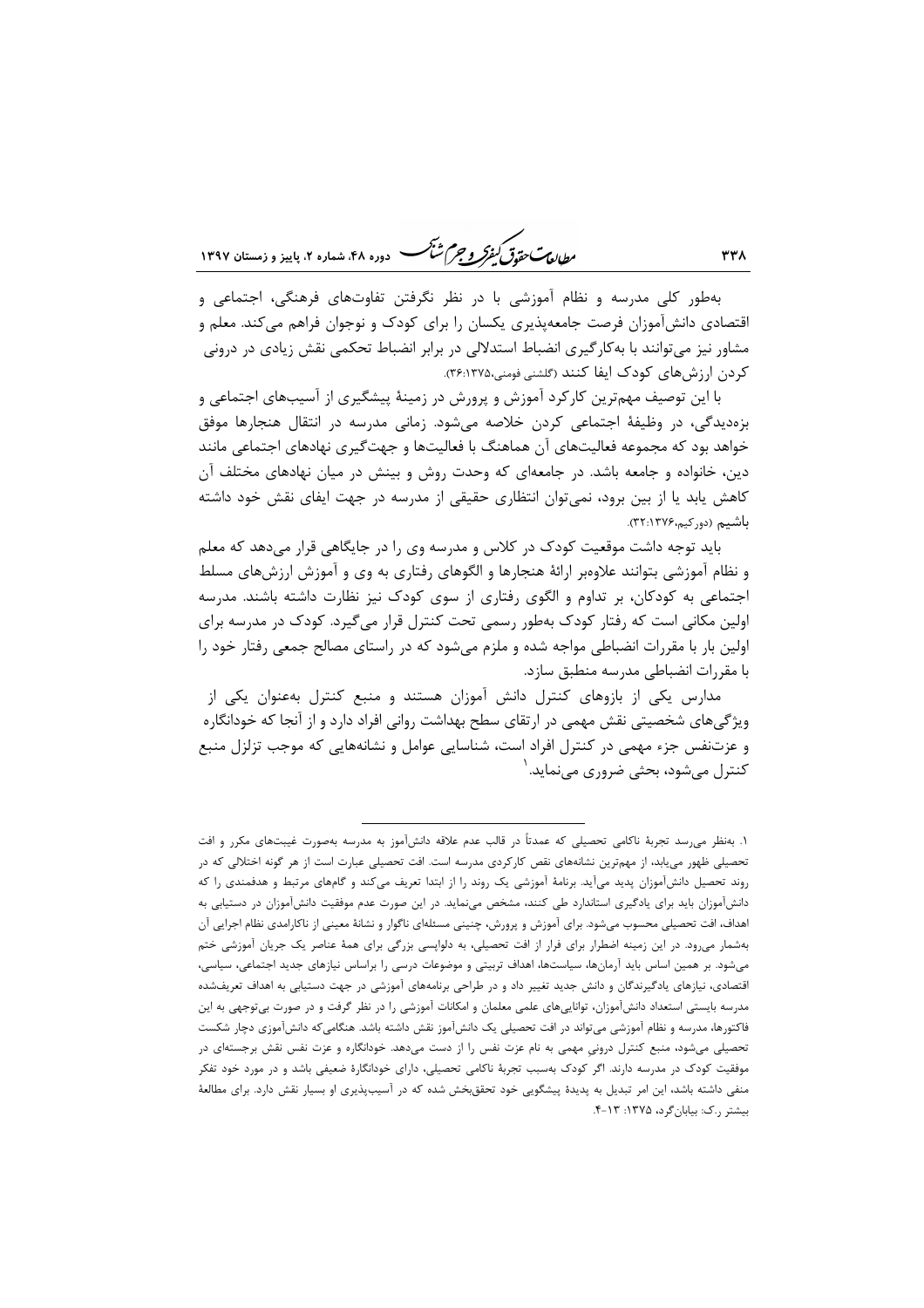به‌طور کلی مدرسه و نظام آموزشی با در نظر نگرفتن تفاوت‌های فرهنگی، اجتماعی و اقتصادی دانش‌آموزان فرصت جامعه‌پذیری یکسان را برای کودک و نوجوان فراهم می‌کند. معلم و مشاور نیز می‌توانند با به‌کارگیری انضباط استدلالی در برابر انضباط تحکمی نقش زیادی در درونی کردن ارزش‌های کودک ایفا کنند (گلشنی فومنی،۱۳۷۵:۳۶).

با این توصیف مهم‌ترین کارکرد آموزش و پرورش در زمینهٔ پیشگیری از آسیب‌های اجتماعی و بزه‌دیدگی، در وظیفهٔ اجتماعی کردن خلاصه می‌شود. زمانی مدرسه در انتقال هنجارها موفق خواهد بود که مجموعه فعالیت‌های آن هماهنگ با فعالیت‌ها و جهت‌گیری نهادهای اجتماعی مانند دین، خانواده و جامعه باشد. در جامعه‌ای که وحدت روش و بینش در میان نهادهای مختلف آن کاهش یابد یا از بین برود، نمی‌توان انتظاری حقیقی از مدرسه در جهت ایفای نقش خود داشته باشیم (دورکیم،۱۳۷۶:۳۲).

باید توجه داشت موقعیت کودک در کلاس و مدرسه وی را در جایگاهی قرار می‌دهد که معلم و نظام آموزشی بتوانند علاوه‌بر ارائهٔ هنجارها و الگوهای رفتاری به وی و آموزش ارزش‌های مسلط اجتماعی به کودکان، بر تداوم و الگوی رفتاری از سوی کودک نیز نظارت داشته باشند. مدرسه اولین مکانی است که رفتار کودک به‌طور رسمی تحت کنترل قرار می‌گیرد. کودک در مدرسه برای اولین بار با مقررات انضباطی مواجه شده و ملزم می‌شود که در راستای مصالح جمعی رفتار خود را با مقررات انضباطی مدرسه منطبق سازد.

مدارس یکی از بازوهای کنترل دانش آموزان هستند و منبع کنترل به‌عنوان یکی از ویژگی‌های شخصیتی نقش مهمی در ارتقای سطح بهداشت روانی افراد دارد و از آنجا که خودانگاره و عزت‌نفس جزء مهمی در کنترل افراد است، شناسایی عوامل و نشانه‌هایی که موجب تزلزل منبع کنترل می‌شود، بحثی ضروری می‌نماید.[۱]

---

۱. به‌نظر می‌رسد تجربهٔ ناکامی تحصیلی که عمدتاً در قالب عدم علاقه دانش‌آموز به مدرسه به‌صورت غیبت‌های مکرر و افت تحصیلی ظهور می‌یابد، از مهم‌ترین نشانه‌های نقص کارکردی مدرسه است. افت تحصیلی عبارت است از هر گونه اختلالی که در روند تحصیل دانش‌آموزان پدید می‌آید. برنامهٔ آموزشی یک روند را از ابتدا تعریف می‌کند و گام‌های مرتبط و هدفمندی را که دانش‌آموزان باید برای یادگیری استاندارد طی کنند، مشخص می‌نماید. در این صورت عدم موفقیت دانش‌آموزان در دستیابی به اهداف، افت تحصیلی محسوب می‌شود. برای آموزش و پرورش، چنینی مسئله‌ای ناگوار و نشانهٔ معینی از ناکارامدی نظام اجرایی آن به‌شمار می‌رود. در این زمینه اضطرار برای قرار از افت تحصیلی، به دلواپسی بزرگی برای همهٔ عناصر یک جریان آموزشی ختم می‌شود. بر همین اساس باید آرمان‌ها، سیاست‌ها، اهداف تربیتی و موضوعات درسی را براساس نیازهای جدید اجتماعی، سیاسی، اقتصادی، نیازهای یادگیرندگان و دانش جدید تغییر داد و در طراحی برنامه‌های آموزشی در جهت دستیابی به اهداف تعریف‌شده مدرسه بایستی استعداد دانش‌آموزان، توانایی‌های علمی معلمان و امکانات آموزشی را در نظر گرفت و در صورت بی‌توجهی به این فاکتورها، مدرسه و نظام آموزشی می‌تواند در افت تحصیلی یک دانش‌آموز نقش داشته باشد. هنگامی‌که دانش‌آموزی دچار شکست تحصیلی می‌شود، منبع کنترل درونی مهمی به نام عزت نفس را از دست می‌دهد. خودانگاره و عزت نفس نقش برجسته‌ای در موفقیت کودک در مدرسه دارند. اگر کودک به‌سبب تجربهٔ ناکامی تحصیلی، دارای خودانگارهٔ ضعیفی باشد و در مورد خود تفکر منفی داشته باشد، این امر تبدیل به پدیدهٔ پیشگویی خود تحقق‌بخش شده که در آسیب‌پذیری او بسیار نقش دارد. برای مطالعهٔ بیشتر ر.ک: بیابان‌گرد، ۱۳۷۵: ۱۳-۴.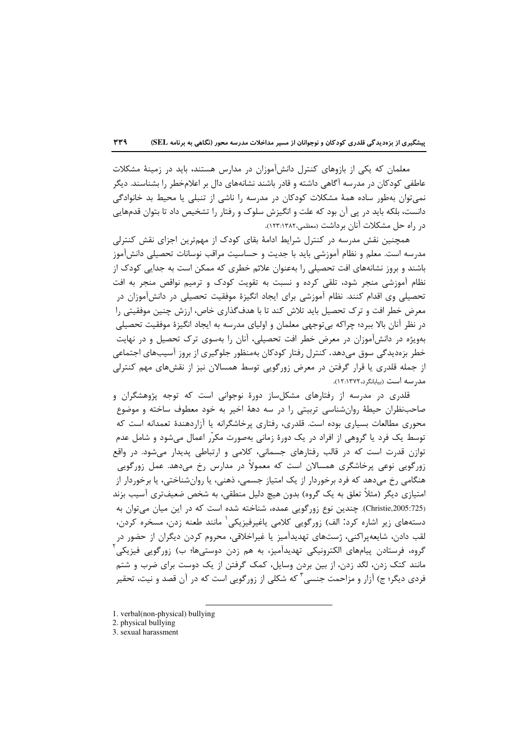معلمان که یکی از بازوهای کنترل دانش‌آموزان در مدارس هستند، باید در زمینهٔ مشکلات عاطفی کودکان در مدرسه آگاهی داشته و قادر باشند نشانه‌های دال بر اعلام‌خطر را بشناسند. دیگر نمی‌توان به‌طور ساده همهٔ مشکلات کودکان در مدرسه را ناشی از تنبلی یا محیط بد خانوادگی دانست، بلکه باید در پی آن بود که علت و انگیزش سلوک و رفتار را تشخیص داد تا بتوان قدم‌هایی در راه حل مشکلات آنان برداشت (معظمی،۱۳۸۲:۱۲۳).

همچنین نقش مدرسه در کنترل شرایط ادامهٔ بقای کودک از مهم‌ترین اجزای نقش کنترلی مدرسه است. معلم و نظام آموزشی باید با جدیت و حساسیت مراقب نوسانات تحصیلی دانش‌آموز باشند و بروز نشانه‌های افت تحصیلی را به‌عنوان علائم خطری که ممکن است به جدایی کودک از نظام آموزشی منجر شود، تلقی کرده و نسبت به تقویت کودک و ترمیم نواقص منجر به افت تحصیلی وی اقدام کنند. نظام آموزشی برای ایجاد انگیزهٔ موفقیت تحصیلی در دانش‌آموزان در معرض خطر افت و ترک تحصیل باید تلاش کند تا با هدف‌گذاری خاص، ارزش چنین موفقیتی را در نظر آنان بالا ببرد؛ چراکه بی‌توجهی معلمان و اولیای مدرسه به ایجاد انگیزهٔ موفقیت تحصیلی به‌ویژه در دانش‌آموزان در معرض خطر افت تحصیلی، آنان را به‌سوی ترک تحصیل و در نهایت خطر بزه‌دیدگی سوق می‌دهد. کنترل رفتار کودکان به‌منظور جلوگیری از بروز آسیب‌های اجتماعی از جمله قلدری یا قرار گرفتن در معرض زورگویی توسط همسالان نیز از نقش‌های مهم کنترلی مدرسه است (بیابانگرد،۱۳۷۲:۱۲).

قلدری در مدرسه از رفتارهای مشکل‌ساز دورهٔ نوجوانی است که توجه پژوهشگران و صاحب‌نظران حیطهٔ روان‌شناسی تربیتی را در سه دههٔ اخیر به خود معطوف ساخته و موضوع محوری مطالعات بسیاری بوده است. قلدری، رفتاری پرخاشگرانه یا آزاردهندهٔ تعمدانه است که توسط یک فرد یا گروهی از افراد در یک دورهٔ زمانی به‌صورت مکرّر اعمال می‌شود و شامل عدم توازن قدرت است که در قالب رفتارهای جسمانی، کلامی و ارتباطی پدیدار می‌شود. در واقع زورگویی نوعی پرخاشگری همسالان است که معمولاً در مدارس رخ می‌دهد. عمل زورگویی هنگامی رخ می‌دهد که فرد برخوردار از یک امتیاز جسمی، ذهنی، یا روان‌شناختی، یا برخوردار از امتیازی دیگر (مثلاً تعلق به یک گروه) بدون هیچ دلیل منطقی، به شخص ضعیف‌تری آسیب بزند (Christie,2005:725). چندین نوع زورگویی عمده، شناخته شده است که در این میان می‌توان به دسته‌های زیر اشاره کرد: الف) زورگویی کلامی یاغیرفیزیکی[1] مانند طعنه زدن، مسخره کردن، لقب دادن، شایعه‌پراکنی، ژست‌های تهدیدآمیز یا غیراخلاقی، محروم کردن دیگران از حضور در گروه، فرستادن پیام‌های الکترونیکی تهدیدآمیز، به هم زدن دوستی‌ها؛ ب) زورگویی فیزیکی[2] مانند کتک زدن، لگد زدن، از بین بردن وسایل، کمک گرفتن از یک دوست برای ضرب و شتم فردی دیگر؛ ج) آزار و مزاحمت جنسی[3] که شکلی از زورگویی است که در آن قصد و نیت، تحقیر

---

1. verbal(non-physical) bullying
2. physical bullying
3. sexual harassment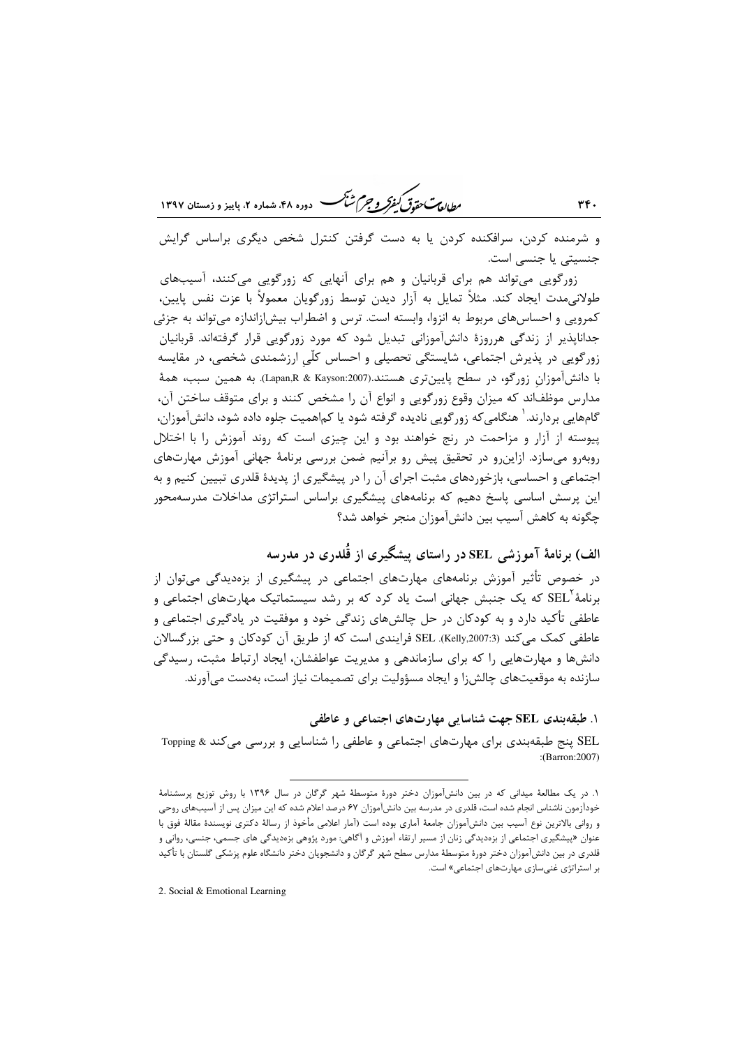و شرمنده کردن، سرافکنده کردن یا به دست گرفتن کنترل شخص دیگری براساس گرایش جنسیتی یا جنسی است.

زورگویی می‌تواند هم برای قربانیان و هم برای آنهایی که زورگویی می‌کنند، آسیب‌های طولانی‌مدت ایجاد کند. مثلاً تمایل به آزار دیدن توسط زورگویان معمولاً با عزت نفس پایین، کمرویی و احساس‌های مربوط به انزوا، وابسته است. ترس و اضطراب بیش‌ازاندازه می‌تواند به جزئی جداناپذیر از زندگی هرروزهٔ دانش‌آموزانی تبدیل شود که مورد زورگویی قرار گرفته‌اند. قربانیان زورگویی در پذیرش اجتماعی، شایستگی تحصیلی و احساس کلّی ارزشمندی شخصی، در مقایسه با دانش‌آموزانِ زورگو، در سطح پایین‌تری هستند.(Lapan,R & Kayson:2007). به همین سبب، همهٔ مدارس موظف‌اند که میزان وقوع زورگویی و انواع آن را مشخص کنند و برای متوقف ساختن آن، گام‌هایی بردارند.[1] هنگامی‌که زورگویی نادیده گرفته شود یا کم‌اهمیت جلوه داده شود، دانش‌آموزان، پیوسته از آزار و مزاحمت در رنج خواهند بود و این چیزی است که روند آموزش را با اختلال روبه‌رو می‌سازد. ازاین‌رو در تحقیق پیش رو برآنیم ضمن بررسی برنامهٔ جهانی آموزش مهارت‌های اجتماعی و احساسی، بازخوردهای مثبت اجرای آن را در پیشگیری از پدیدهٔ قلدری تبیین کنیم و به این پرسش اساسی پاسخ دهیم که برنامه‌های پیشگیری براساس استراتژی مداخلات مدرسه‌محور چگونه به کاهش آسیب بین دانش‌آموزان منجر خواهد شد؟

## الف) برنامهٔ آموزشی SEL در راستای پیشگیری از قُلدری در مدرسه

در خصوص تأثیر آموزش برنامه‌های مهارت‌های اجتماعی در پیشگیری از بزه‌دیدگی می‌توان از برنامهٔ SEL[2] که یک جنبش جهانی است یاد کرد که بر رشد سیستماتیک مهارت‌های اجتماعی و عاطفی تأکید دارد و به کودکان در حل چالش‌های زندگی خود و موفقیت در یادگیری اجتماعی و عاطفی کمک می‌کند (Kelly,2007:3). SEL فرایندی است که از طریق آن کودکان و حتی بزرگسالان دانش‌ها و مهارت‌هایی را که برای سازماندهی و مدیریت عواطفشان، ایجاد ارتباط مثبت، رسیدگی سازنده به موقعیت‌های چالش‌زا و ایجاد مسؤولیت برای تصمیمات نیاز است، به‌دست می‌آورند.

### ۱. طبقه‌بندی SEL جهت شناسایی مهارت‌های اجتماعی و عاطفی

SEL پنج طبقه‌بندی برای مهارت‌های اجتماعی و عاطفی را شناسایی و بررسی می‌کند Topping & :(Barron:2007)

---

۱. در یک مطالعهٔ میدانی که در بین دانش‌آموزان دختر دورهٔ متوسطهٔ شهر گرگان در سال ۱۳۹۶ با روش توزیع پرسشنامهٔ خودآزمون ناشناس انجام شده است، قلدری در مدرسه بین دانش‌آموزان ۶۷ درصد اعلام شده که این میزان پس از آسیب‌های روحی و روانی بالاترین نوع آسیب بین دانش‌آموزان جامعهٔ آماری بوده است (آمار اعلامی مأخوذ از رسالهٔ دکتری نویسندهٔ مقالهٔ فوق با عنوان «پیشگیری اجتماعی از بزه‌دیدگی زنان از مسیر ارتقاء آموزش و آگاهی: مورد پژوهی بزه‌دیدگی های جسمی، جنسی، روانی و قلدری در بین دانش‌آموزان دختر دورهٔ متوسطهٔ مدارس سطح شهر گرگان و دانشجویان دختر دانشگاه علوم پزشکی گلستان با تأکید بر استراتژی غنی‌سازی مهارت‌های اجتماعی» است.

2. Social & Emotional Learning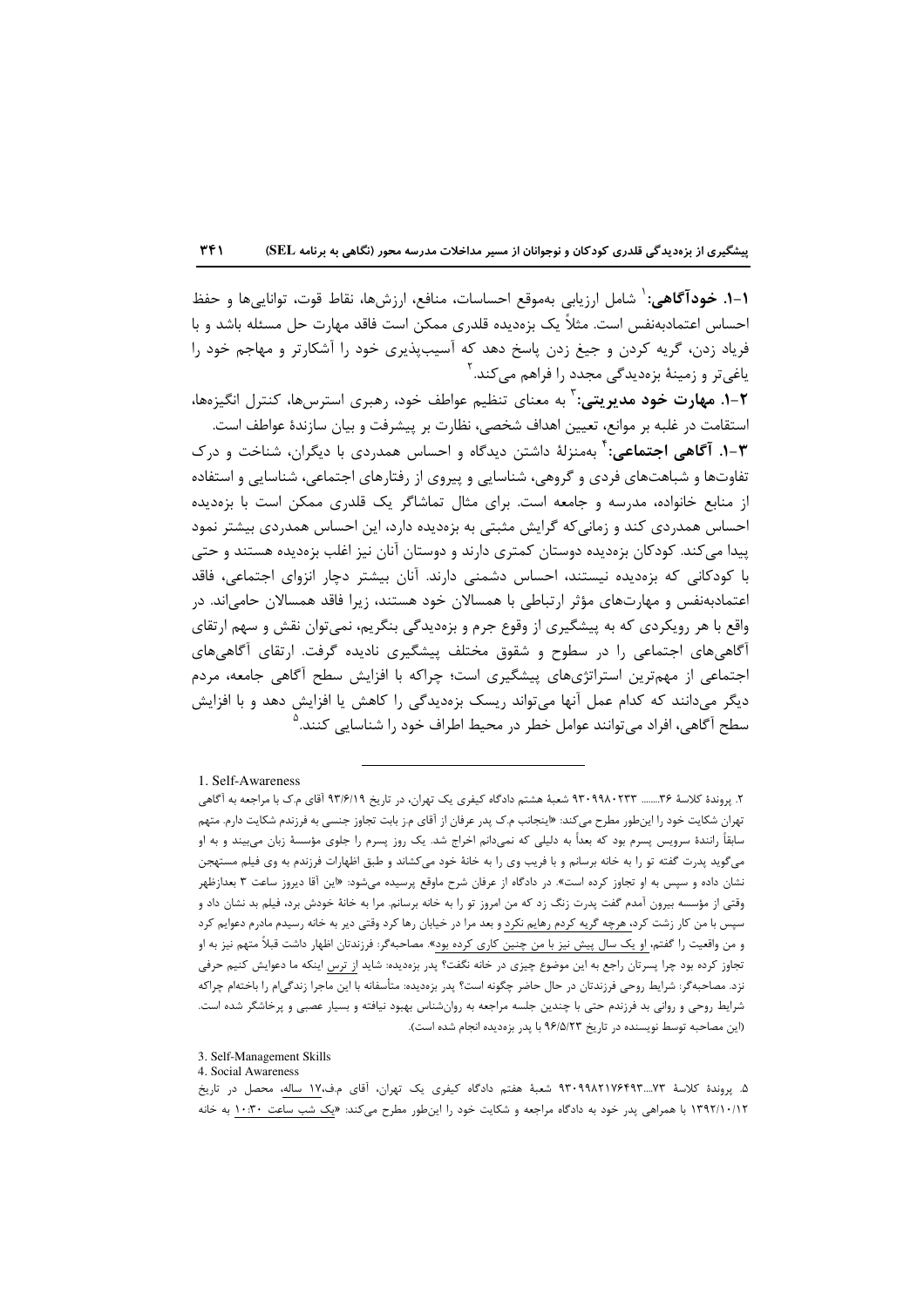**۱-۱. خودآگاهی:**[1] شامل ارزیابی به‌موقع احساسات، منافع، ارزش‌ها، نقاط قوت، توانایی‌ها و حفظ احساس اعتمادبه‌نفس است. مثلاً یک بزه‌دیده قلدری ممکن است فاقد مهارت حل مسئله باشد و با فریاد زدن، گریه کردن و جیغ زدن پاسخ دهد که آسیب‌پذیری خود را آشکارتر و مهاجم خود را یاغی‌تر و زمینهٔ بزه‌دیدگی مجدد را فراهم می‌کند.[2]

**۲-۱. مهارت خود مدیریتی:**[3] به معنای تنظیم عواطف خود، رهبری استرس‌ها، کنترل انگیزه‌ها، استقامت در غلبه بر موانع، تعیین اهداف شخصی، نظارت بر پیشرفت و بیان سازندهٔ عواطف است.

**۳-۱. آگاهی اجتماعی:**[4] به‌منزلهٔ داشتن دیدگاه و احساس همدردی با دیگران، شناخت و درک تفاوت‌ها و شباهت‌های فردی و گروهی، شناسایی و پیروی از رفتارهای اجتماعی، شناسایی و استفاده از منابع خانواده، مدرسه و جامعه است. برای مثال تماشاگر یک قلدری ممکن است با بزه‌دیده احساس همدردی کند و زمانی‌که گرایش مثبتی به بزه‌دیده دارد، این احساس همدردی بیشتر نمود پیدا می‌کند. کودکان بزه‌دیده دوستان کمتری دارند و دوستان آنان نیز اغلب بزه‌دیده هستند و حتی با کودکانی که بزه‌دیده نیستند، احساس دشمنی دارند. آنان بیشتر دچار انزوای اجتماعی، فاقد اعتمادبه‌نفس و مهارت‌های مؤثر ارتباطی با همسالان خود هستند، زیرا فاقد همسالان حامی‌اند. در واقع با هر رویکردی که به پیشگیری از وقوع جرم و بزه‌دیدگی بنگریم، نمی‌توان نقش و سهم ارتقای آگاهی‌های اجتماعی را در سطوح و شقوق مختلف پیشگیری نادیده گرفت. ارتقای آگاهی‌های اجتماعی از مهم‌ترین استراتژی‌های پیشگیری است؛ چراکه با افزایش سطح آگاهی جامعه، مردم دیگر می‌دانند که کدام عمل آنها می‌تواند ریسک بزه‌دیدگی را کاهش یا افزایش دهد و با افزایش سطح آگاهی، افراد می‌توانند عوامل خطر در محیط اطراف خود را شناسایی کنند.[5]

---

1. Self-Awareness

۲. پروندهٔ کلاسهٔ ۳۶....... ۹۳۰۹۹۸۰۲۳۳ شعبهٔ هشتم دادگاه کیفری یک تهران، در تاریخ ۹۳/۶/۱۹ آقای م.ک با مراجعه به آگاهی تهران شکایت خود را این‌طور مطرح می‌کند: «اینجانب م.ک پدر عرفان از آقای م.ز بابت تجاوز جنسی به فرزندم شکایت دارم. متهم سابقاً رانندهٔ سرویس پسرم بود که بعداً به دلیلی که نمی‌دانم اخراج شد. یک روز پسرم را جلوی مؤسسهٔ زبان می‌بیند و به او می‌گوید پدرت گفته تو را به خانه برسانم و با فریب وی را به خانهٔ خود می‌کشاند و طبق اظهارات فرزندم به وی فیلم مستهجن نشان داده و سپس به او تجاوز کرده است». در دادگاه از عرفان شرح ماوقع پرسیده می‌شود: «این آقا دیروز ساعت ۳ بعدازظهر وقتی از مؤسسه بیرون آمدم گفت پدرت زنگ زد که من امروز تو را به خانه برسانم. مرا به خانهٔ خودش برد، فیلم بد نشان داد و سپس با من کار زشت کرد، هرچه گریه کردم رهایم نکرد و بعد مرا در خیابان رها کرد وقتی دیر به خانه رسیدم مادرم دعوایم کرد و من واقعیت را گفتم، او یک سال پیش نیز با من چنین کاری کرده بود». مصاحبه‌گر: فرزندتان اظهار داشت قبلاً متهم نیز به او تجاوز کرده بود چرا پسرتان راجع به این موضوع چیزی در خانه نگفت؟ پدر بزه‌دیده: شاید از ترس اینکه ما دعوایش کنیم حرفی نزد. مصاحبه‌گر: شرایط روحی فرزندتان در حال حاضر چگونه است؟ پدر بزه‌دیده: متأسفانه با این ماجرا زندگی‌ام را باختم‌ام چراکه شرایط روحی و روانی بد فرزندم حتی با چندین جلسه مراجعه به روان‌شناس بهبود نیافته و بسیار عصبی و پرخاشگر شده است. (این مصاحبه توسط نویسنده در تاریخ ۹۶/۵/۲۳ با پدر بزه‌دیده انجام شده است).

3. Self-Management Skills

4. Social Awareness

۵. پروندهٔ کلاسهٔ ۷۳.... ۹۳۰۹۹۸۲۱۷۶۴۹۳ شعبهٔ هفتم دادگاه کیفری یک تهران، آقای م.ف،۱۷ ساله، محصل در تاریخ ۱۳۹۲/۱۰/۱۲ با همراهی پدر خود به دادگاه مراجعه و شکایت خود را این‌طور مطرح می‌کند: «یک شب ساعت ۱۰:۳۰ به خانه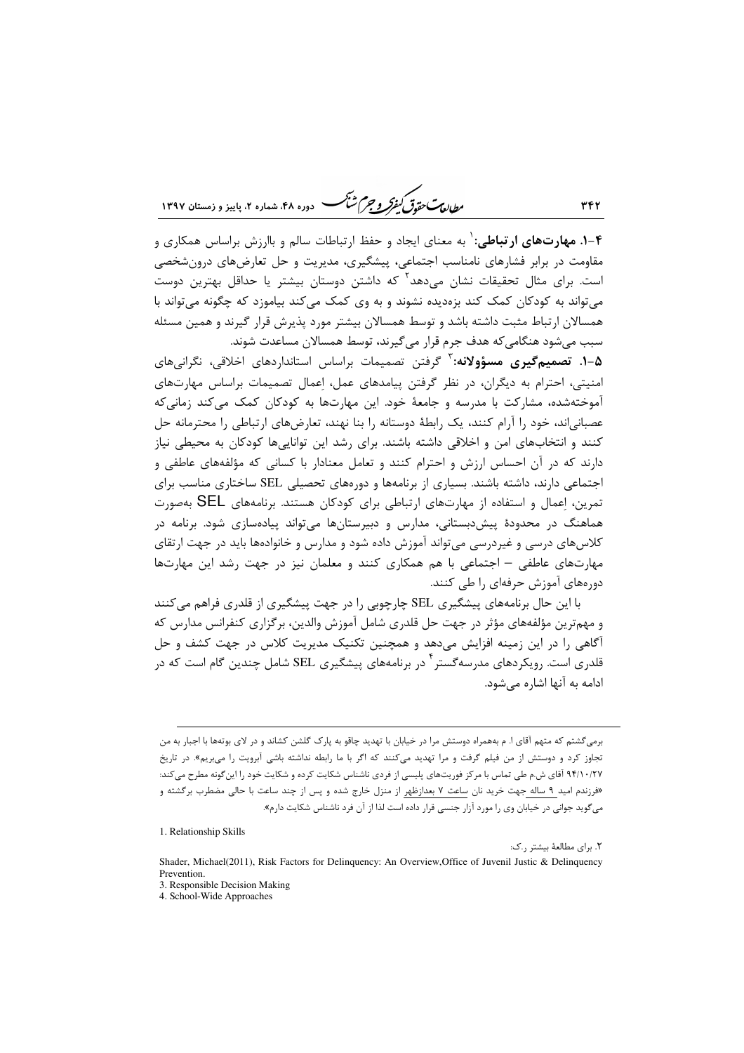**۴-۱. مهارت‌های ارتباطی:**[1] به معنای ایجاد و حفظ ارتباطات سالم و باارزش براساس همکاری و مقاومت در برابر فشارهای نامناسب اجتماعی، پیشگیری، مدیریت و حل تعارض‌های درون‌شخصی است. برای مثال تحقیقات نشان می‌دهد[2] که داشتن دوستان بیشتر یا حداقل بهترین دوست می‌تواند به کودکان کمک کند بزه‌دیده نشوند و به وی کمک می‌کند بیاموزد که چگونه می‌تواند با همسالان ارتباط مثبت داشته باشد و توسط همسالان بیشتر مورد پذیرش قرار گیرند و همین مسئله سبب می‌شود هنگامی‌که هدف جرم قرار می‌گیرند، توسط همسالان مساعدت شوند.

**۵-۱. تصمیم‌گیری مسؤولانه:**[3] گرفتن تصمیمات براساس استانداردهای اخلاقی، نگرانی‌های امنیتی، احترام به دیگران، در نظر گرفتن پیامدهای عمل، اِعمال تصمیمات براساس مهارت‌های آموخته‌شده، مشارکت با مدرسه و جامعهٔ خود. این مهارت‌ها به کودکان کمک می‌کند زمانی‌که عصبانی‌اند، خود را آرام کنند، یک رابطهٔ دوستانه را بنا نهند، تعارض‌های ارتباطی را محترمانه حل کنند و انتخاب‌های امن و اخلاقی داشته باشند. برای رشد این توانایی‌ها کودکان به محیطی نیاز دارند که در آن احساس ارزش و احترام کنند و تعامل معنادار با کسانی که مؤلفه‌های عاطفی و اجتماعی دارند، داشته باشند. بسیاری از برنامه‌ها و دوره‌های تحصیلی SEL ساختاری مناسب برای تمرین، اِعمال و استفاده از مهارت‌های ارتباطی برای کودکان هستند. برنامه‌های SEL به‌صورت هماهنگ در محدودهٔ پیش‌دبستانی، مدارس و دبیرستان‌ها می‌تواند پیاده‌سازی شود. برنامه در کلاس‌های درسی و غیردرسی می‌تواند آموزش داده شود و مدارس و خانواده‌ها باید در جهت ارتقای مهارت‌های عاطفی – اجتماعی با هم همکاری کنند و معلمان نیز در جهت رشد این مهارت‌ها دوره‌های آموزش حرفه‌ای را طی کنند.

با این حال برنامه‌های پیشگیری SEL چارچوبی را در جهت پیشگیری از قلدری فراهم می‌کنند و مهم‌ترین مؤلفه‌های مؤثر در جهت حل قلدری شامل آموزش والدین، برگزاری کنفرانس مدارس که آگاهی را در این زمینه افزایش می‌دهد و همچنین تکنیک مدیریت کلاس در جهت کشف و حل قلدری است. رویکردهای مدرسه‌گستر[4] در برنامه‌های پیشگیری SEL شامل چندین گام است که در ادامه به آنها اشاره می‌شود.

---

برمی‌گشتم که متهم آقای ا. م به‌همراه دوستش مرا در خیابان با تهدید چاقو به پارک گلشن کشاند و در لای بوته‌ها با اجبار به من تجاوز کرد و دوستش از من فیلم گرفت و مرا تهدید می‌کنند که اگر با ما رابطه نداشته باشی آبرویت را می‌بریم». در تاریخ ۹۴/۱۰/۲۷ آقای ش.م طی تماس با مرکز فوریت‌های پلیسی از فردی ناشناس شکایت کرده و شکایت خود را این‌گونه مطرح می‌کند: «فرزندم امید ۹ ساله جهت خرید نان ساعت ۷ بعدازظهر از منزل خارج شده و پس از چند ساعت با حالی مضطرب برگشته و می‌گوید جوانی در خیابان وی را مورد آزار جنسی قرار داده است لذا از آن فرد ناشناس شکایت دارم».

1. Relationship Skills

۲. برای مطالعهٔ بیشتر ر.ک:

Shader, Michael(2011), Risk Factors for Delinquency: An Overview,Office of Juvenil Justic & Delinquency Prevention.

3. Responsible Decision Making

4. School-Wide Approaches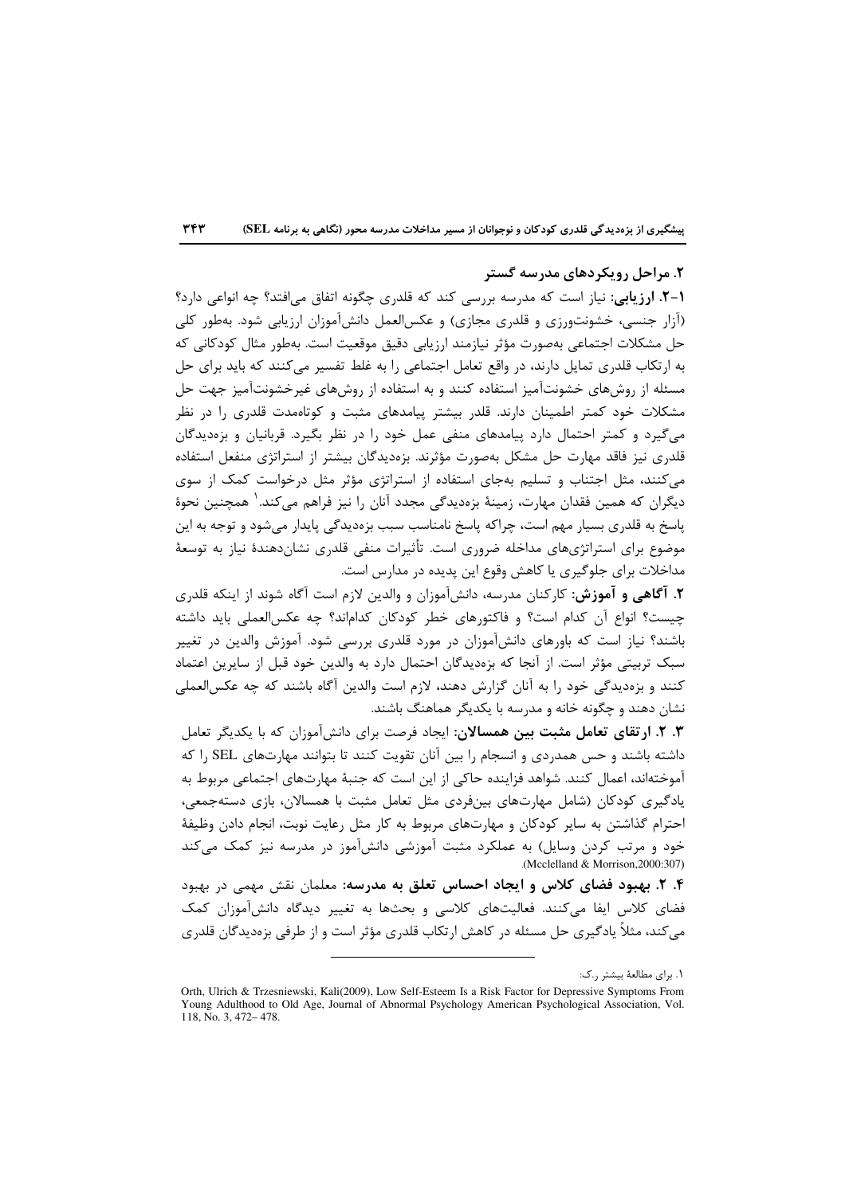## ۲. مراحل رویکردهای مدرسه گستر

**۱-۲. ارزیابی:** نیاز است که مدرسه بررسی کند که قلدری چگونه اتفاق می‌افتد؟ چه انواعی دارد؟ (آزار جنسی، خشونت‌ورزی و قلدری مجازی) و عکس‌العمل دانش‌آموزان ارزیابی شود. به‌طور کلی حل مشکلات اجتماعی به‌صورت مؤثر نیازمند ارزیابی دقیق موقعیت است. به‌طور مثال کودکانی که به ارتکاب قلدری تمایل دارند، در واقع تعامل اجتماعی را به غلط تفسیر می‌کنند که باید برای حل مسئله از روش‌های خشونت‌آمیز استفاده کنند و به استفاده از روش‌های غیرخشونت‌آمیز جهت حل مشکلات خود کمتر اطمینان دارند. قلدر بیشتر پیامدهای مثبت و کوتاه‌مدت قلدری را در نظر می‌گیرد و کمتر احتمال دارد پیامدهای منفی عمل خود را در نظر بگیرد. قربانیان و بزه‌دیدگان قلدری نیز فاقد مهارت حل مشکل به‌صورت مؤثرند. بزه‌دیدگان بیشتر از استراتژی منفعل استفاده می‌کنند، مثل اجتناب و تسلیم به‌جای استفاده از استراتژی مؤثر مثل درخواست کمک از سوی دیگران که همین فقدان مهارت، زمینهٔ بزه‌دیدگی مجدد آنان را نیز فراهم می‌کند.[1] همچنین نحوهٔ پاسخ به قلدری بسیار مهم است، چراکه پاسخ نامناسب سبب بزه‌دیدگی پایدار می‌شود و توجه به این موضوع برای استراتژی‌های مداخله ضروری است. تأثیرات منفی قلدری نشان‌دهندهٔ نیاز به توسعهٔ مداخلات برای جلوگیری یا کاهش وقوع این پدیده در مدارس است.

**۲. آگاهی و آموزش:** کارکنان مدرسه، دانش‌آموزان و والدین لازم است آگاه شوند از اینکه قلدری چیست؟ انواع آن کدام است؟ و فاکتورهای خطر کودکان کدام‌اند؟ چه عکس‌العملی باید داشته باشند؟ نیاز است که باورهای دانش‌آموزان در مورد قلدری بررسی شود. آموزش والدین در تغییر سبک تربیتی مؤثر است. از آنجا که بزه‌دیدگان احتمال دارد به والدین خود قبل از سایرین اعتماد کنند و بزه‌دیدگی خود را به آنان گزارش دهند، لازم است والدین آگاه باشند که چه عکس‌العملی نشان دهند و چگونه خانه و مدرسه با یکدیگر هماهنگ باشند.

**۳. ۲. ارتقای تعامل مثبت بین همسالان:** ایجاد فرصت برای دانش‌آموزان که با یکدیگر تعامل داشته باشند و حس همدردی و انسجام را بین آنان تقویت کنند تا بتوانند مهارت‌های SEL را که آموخته‌اند، اعمال کنند. شواهد فزاینده حاکی از این است که جنبهٔ مهارت‌های اجتماعی مربوط به یادگیری کودکان (شامل مهارت‌های بین‌فردی مثل تعامل مثبت با همسالان، بازی دسته‌جمعی، احترام گذاشتن به سایر کودکان و مهارت‌های مربوط به کار مثل رعایت نوبت، انجام دادن وظیفهٔ خود و مرتب کردن وسایل) به عملکرد مثبت آموزشی دانش‌آموز در مدرسه نیز کمک می‌کند (Mcclelland & Morrison,2000:307).

**۴. ۲. بهبود فضای کلاس و ایجاد احساس تعلق به مدرسه:** معلمان نقش مهمی در بهبود فضای کلاس ایفا می‌کنند. فعالیت‌های کلاسی و بحث‌ها به تغییر دیدگاه دانش‌آموزان کمک می‌کند، مثلاً یادگیری حل مسئله در کاهش ارتکاب قلدری مؤثر است و از طرفی بزه‌دیدگان قلدری

---

[1] برای مطالعهٔ بیشتر ر.ک:

Orth, Ulrich & Trzesniewski, Kali(2009), Low Self-Esteem Is a Risk Factor for Depressive Symptoms From Young Adulthood to Old Age, Journal of Abnormal Psychology American Psychological Association, Vol. 118, No. 3, 472– 478.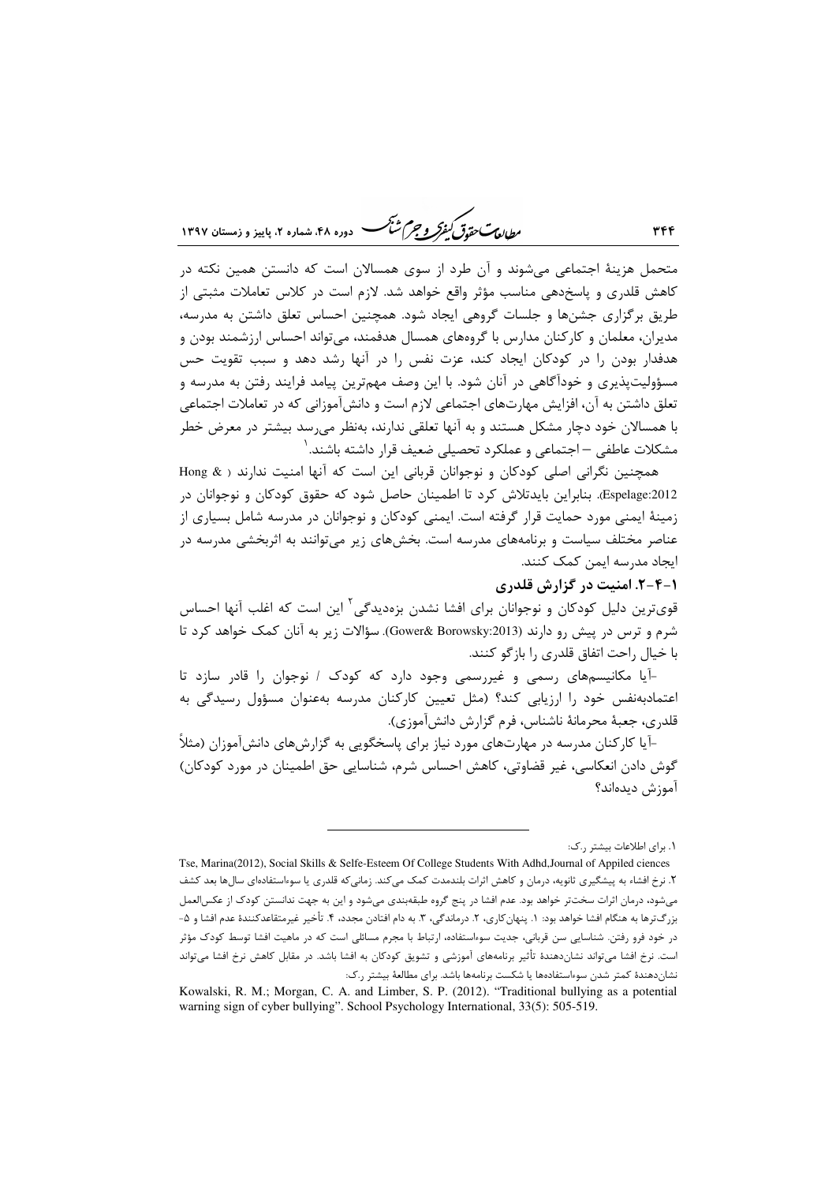متحمل هزینهٔ اجتماعی می‌شوند و آن طرد از سوی همسالان است که دانستن همین نکته در کاهش قلدری و پاسخ‌دهی مناسب مؤثر واقع خواهد شد. لازم است در کلاس تعاملات مثبتی از طریق برگزاری جشن‌ها و جلسات گروهی ایجاد شود. همچنین احساس تعلق داشتن به مدرسه، مدیران، معلمان و کارکنان مدارس با گروه‌های همسال هدفمند، می‌تواند احساس ارزشمند بودن و هدفدار بودن را در کودکان ایجاد کند، عزت نفس را در آنها رشد دهد و سبب تقویت حس مسؤولیت‌پذیری و خودآگاهی در آنان شود. با این وصف مهم‌ترین پیامد فرایند رفتن به مدرسه و تعلق داشتن به آن، افزایش مهارت‌های اجتماعی لازم است و دانش‌آموزانی که در تعاملات اجتماعی با همسالان خود دچار مشکل هستند و به آنها تعلقی ندارند، به‌نظر می‌رسد بیشتر در معرض خطر مشکلات عاطفی – اجتماعی و عملکرد تحصیلی ضعیف قرار داشته باشند.[1]

همچنین نگرانی اصلی کودکان و نوجوانان قربانی این است که آنها امنیت ندارند ( Hong & Espelage:2012). بنابراین بایدتلاش کرد تا اطمینان حاصل شود که حقوق کودکان و نوجوانان در زمینهٔ ایمنی مورد حمایت قرار گرفته است. ایمنی کودکان و نوجوانان در مدرسه شامل بسیاری از عناصر مختلف سیاست و برنامه‌های مدرسه است. بخش‌های زیر می‌توانند به اثربخشی مدرسه در ایجاد مدرسه ایمن کمک کنند.

### ۱-۴-۲. امنیت در گزارش قلدری

قوی‌ترین دلیل کودکان و نوجوانان برای افشا نشدن بزه‌دیدگی[2] این است که اغلب آنها احساس شرم و ترس در پیش رو دارند (Gower& Borowsky:2013). سؤالات زیر به آنان کمک خواهد کرد تا با خیال راحت اتفاق قلدری را بازگو کنند.

-آیا مکانیسم‌های رسمی و غیررسمی وجود دارد که کودک / نوجوان را قادر سازد تا اعتمادبه‌نفس خود را ارزیابی کند؟ (مثل تعیین کارکنان مدرسه به‌عنوان مسؤول رسیدگی به قلدری، جعبهٔ محرمانهٔ ناشناس، فرم گزارش دانش‌آموزی).

-آیا کارکنان مدرسه در مهارت‌های مورد نیاز برای پاسخگویی به گزارش‌های دانش‌آموزان (مثلاً گوش دادن انعکاسی، غیر قضاوتی، کاهش احساس شرم، شناسایی حق اطمینان در مورد کودکان) آموزش دیده‌اند؟

---

۱. برای اطلاعات بیشتر ر.ک:

Tse, Marina(2012), Social Skills & Selfe-Esteem Of College Students With Adhd,Journal of Appiled ciences

۲. نرخ افشاء به پیشگیری ثانویه، درمان و کاهش اثرات بلندمدت کمک می‌کند. زمانی‌که قلدری یا سوءاستفاده‌ای سال‌ها بعد کشف می‌شود، درمان اثرات سخت‌تر خواهد بود. عدم افشا در پنج گروه طبقه‌بندی می‌شود و این به جهت ندانستن کودک از عکس‌العمل بزرگ‌ترها به هنگام افشا خواهد بود: ۱. پنهان‌کاری، ۲. درماندگی، ۳. به دام افتادن مجدد، ۴. تأخیر غیرمتقاعدکنندهٔ عدم افشا و ۵- در خود فرو رفتن. شناسایی سن قربانی، جدیت سوءاستفاده، ارتباط با مجرم مسائلی است که در ماهیت افشا توسط کودک مؤثر است. نرخ افشا می‌تواند نشان‌دهندهٔ تأثیر برنامه‌های آموزشی و تشویق کودکان به افشا باشد. در مقابل کاهش نرخ افشا می‌تواند نشان‌دهندهٔ کمتر شدن سوءاستفاده‌ها یا شکست برنامه‌ها باشد. برای مطالعهٔ بیشتر ر.ک:

Kowalski, R. M.; Morgan, C. A. and Limber, S. P. (2012). "Traditional bullying as a potential warning sign of cyber bullying". School Psychology International, 33(5): 505-519.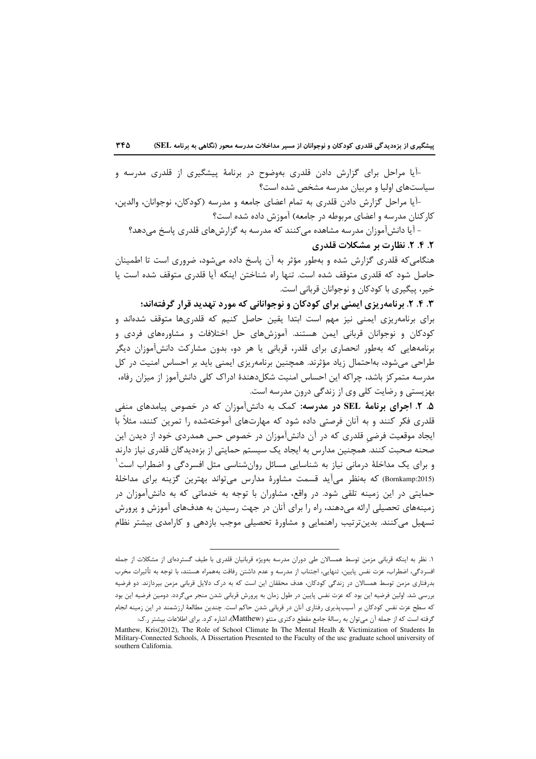-آیا مراحل برای گزارش دادن قلدری به‌وضوح در برنامهٔ پیشگیری از قلدری مدرسه و سیاست‌های اولیا و مربیان مدرسه مشخص شده است؟

-آیا مراحل گزارش دادن قلدری به تمام اعضای جامعه و مدرسه (کودکان، نوجوانان، والدین، کارکنان مدرسه و اعضای مربوطه در جامعه) آموزش داده شده است؟

- آیا دانش‌آموزان مدرسه مشاهده می‌کنند که مدرسه به گزارش‌های قلدری پاسخ می‌دهد؟

**۲. ۴. ۲. نظارت بر مشکلات قلدری**

هنگامی‌که قلدری گزارش شده و به‌طور مؤثر به آن پاسخ داده می‌شود، ضروری است تا اطمینان حاصل شود که قلدری متوقف شده است. تنها راه شناختن اینکه آیا قلدری متوقف شده است یا خیر، پیگیری با کودکان و نوجوانان قربانی است.

**۳. ۴. ۲. برنامه‌ریزی ایمنی برای کودکان و نوجوانانی که مورد تهدید قرار گرفته‌اند؛**

برای برنامه‌ریزی ایمنی نیز مهم است ابتدا یقین حاصل کنیم که قلدری‌ها متوقف شده‌اند و کودکان و نوجوانان قربانی ایمن هستند. آموزش‌های حل اختلافات و مشاوره‌های فردی و برنامه‌هایی که به‌طور انحصاری برای قلدر، قربانی یا هر دو، بدون مشارکت دانش‌آموزان دیگر طراحی می‌شود، به‌احتمال زیاد مؤثرند. همچنین برنامه‌ریزی ایمنی باید بر احساس امنیت در کل مدرسه متمرکز باشد، چراکه این احساس امنیت شکل‌دهندهٔ ادراک کلی دانش‌آموز از میزان رفاه، بهزیستی و رضایت کلی وی از زندگی درون مدرسه است.

**۵. ۲. اجرای برنامهٔ SEL در مدرسه:** کمک به دانش‌آموزان که در خصوص پیامدهای منفی قلدری فکر کنند و به آنان فرصتی داده شود که مهارت‌های آموخته‌شده را تمرین کنند، مثلاً با ایجاد موقعیت فرضیِ قلدری که در آن دانش‌آموزان در خصوص حس همدردی خود از دیدن این صحنه صحبت کنند. همچنین مدارس به ایجاد یک سیستم حمایتی از بزه‌دیدگان قلدری نیاز دارند و برای یک مداخلهٔ درمانی نیاز به شناسایی مسائل روان‌شناسی مثل افسردگی و اضطراب است[۱] (Bornkamp:2015) که به‌نظر می‌آید قسمت مشاورهٔ مدارس می‌تواند بهترین گزینه برای مداخلهٔ حمایتی در این زمینه تلقی شود. در واقع، مشاوران با توجه به خدماتی که به دانش‌آموزان در زمینه‌های تحصیلی ارائه می‌دهند، راه را برای آنان در جهت رسیدن به هدف‌های آموزش و پرورش تسهیل می‌کنند. بدین‌ترتیب راهنمایی و مشاورهٔ تحصیلی موجب بازدهی و کارامدی بیشتر نظام

---

۱. نظر به اینکه قربانی مزمن توسط همسالان طی دوران مدرسه به‌ویژه قربانیان قلدری با طیف گسترده‌ای از مشکلات از جمله افسردگی، اضطراب، عزت نفس پایین، تنهایی، اجتناب از مدرسه و عدم داشتن رفاقت به‌همراه هستند، با توجه به تأثیرات مخرب بدرفتاری مزمن توسط همسالان در زندگی کودکان، هدف محققان این است که به درک دلایل قربانی مزمن بپردازند. دو فرضیه بررسی شد. اولین فرضیه این بود که عزت نفس پایین در طول زمان به پرورش قربانی شدن منجر می‌گردد. دومین فرضیه این بود که سطح عزت نفس کودکان بر آسیب‌پذیری رفتاری آنان در قربانی شدن حاکم است. چندین مطالعهٔ ارزشمند در این زمینه انجام گرفته است که از جمله آن می‌توان به رسالهٔ جامع مقطع دکتری متئو (Matthew)، اشاره کرد. برای اطلاعات بیشتر ر.ک:

Matthew, Kris(2012), The Role of School Climate In The Mental Healh & Victimization of Students In Military-Connected Schools, A Dissertation Presented to the Faculty of the usc graduate school university of southern California.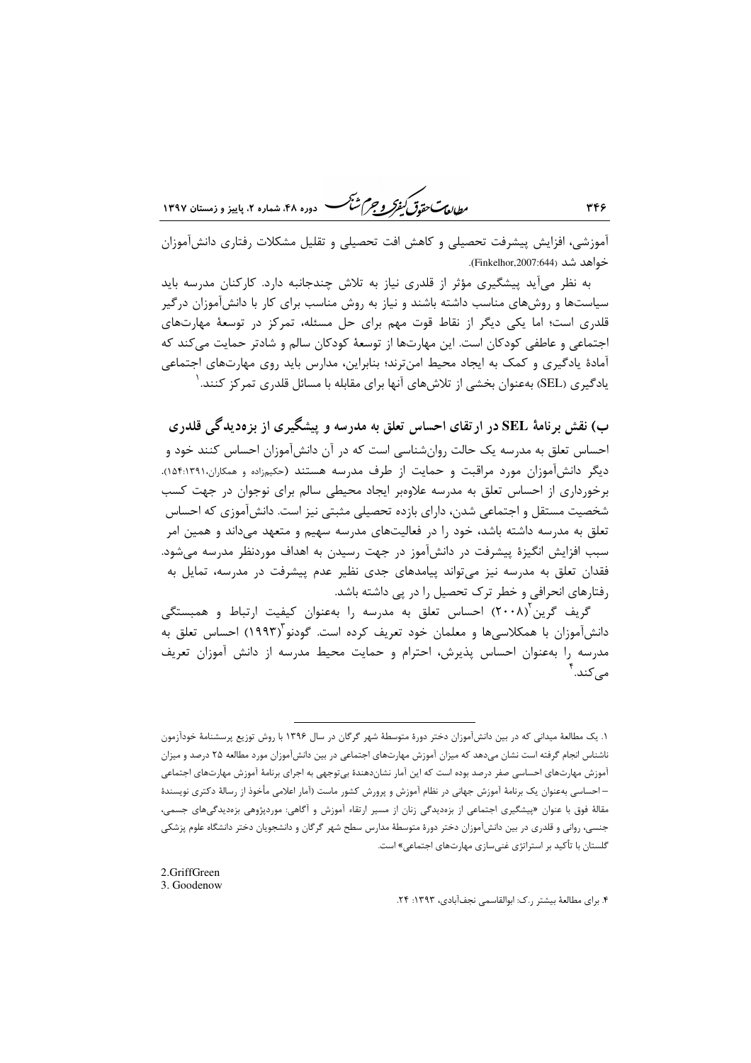آموزشی، افزایش پیشرفت تحصیلی و کاهش افت تحصیلی و تقلیل مشکلات رفتاری دانش‌آموزان خواهد شد (Finkelhor,2007:644).

به نظر می‌آید پیشگیری مؤثر از قلدری نیاز به تلاش چندجانبه دارد. کارکنان مدرسه باید سیاست‌ها و روش‌های مناسب داشته باشند و نیاز به روش مناسب برای کار با دانش‌آموزان درگیر قلدری است؛ اما یکی دیگر از نقاط قوت مهم برای حل مسئله، تمرکز در توسعهٔ مهارت‌های اجتماعی و عاطفی کودکان است. این مهارت‌ها از توسعهٔ کودکان سالم و شادتر حمایت می‌کند که آمادهٔ یادگیری و کمک به ایجاد محیط امن‌ترند؛ بنابراین، مدارس باید روی مهارت‌های اجتماعی یادگیری (SEL) به‌عنوان بخشی از تلاش‌های آنها برای مقابله با مسائل قلدری تمرکز کنند.[1]

## ب) نقش برنامهٔ SEL در ارتقای احساس تعلق به مدرسه و پیشگیری از بزه‌دیدگی قلدری

احساس تعلق به مدرسه یک حالت روان‌شناسی است که در آن دانش‌آموزان احساس کنند خود و دیگر دانش‌آموزان مورد مراقبت و حمایت از طرف مدرسه هستند (حکیم‌زاده و همکاران،۱۳۹۱:۱۵۴). برخورداری از احساس تعلق به مدرسه علاوه‌بر ایجاد محیطی سالم برای نوجوان در جهت کسب شخصیت مستقل و اجتماعی شدن، دارای بازده تحصیلی مثبتی نیز است. دانش‌آموزی که احساس تعلق به مدرسه داشته باشد، خود را در فعالیت‌های مدرسه سهیم و متعهد می‌داند و همین امر سبب افزایش انگیزهٔ پیشرفت در دانش‌آموز در جهت رسیدن به اهداف موردنظر مدرسه می‌شود. فقدان تعلق به مدرسه نیز می‌تواند پیامدهای جدی نظیر عدم پیشرفت در مدرسه، تمایل به رفتارهای انحرافی و خطر ترک تحصیل را در پی داشته باشد.

گریف گرین[2](۲۰۰۸) احساس تعلق به مدرسه را به‌عنوان کیفیت ارتباط و همبستگی دانش‌آموزان با همکلاسی‌ها و معلمان خود تعریف کرده است. گودنو[3](۱۹۹۳) احساس تعلق به مدرسه را به‌عنوان احساس پذیرش، احترام و حمایت محیط مدرسه از دانش آموزان تعریف می‌کند.[4]

---

۱. یک مطالعهٔ میدانی که در بین دانش‌آموزان دختر دورهٔ متوسطهٔ شهر گرگان در سال ۱۳۹۶ با روش توزیع پرسشنامهٔ خودآزمون ناشناس انجام گرفته است نشان می‌دهد که میزان آموزش مهارت‌های اجتماعی در بین دانش‌آموزان مورد مطالعه ۲۵ درصد و میزان آموزش مهارت‌های احساسی صفر درصد بوده است که این آمار نشان‌دهندهٔ بی‌توجهی به اجرای برنامهٔ آموزش مهارت‌های اجتماعی – احساسی به‌عنوان یک برنامهٔ آموزش جهانی در نظام آموزش و پرورش کشور ماست (آمار اعلامی مأخوذ از رسالهٔ دکتری نویسندهٔ مقالهٔ فوق با عنوان «پیشگیری اجتماعی از بزه‌دیدگی زنان از مسیر ارتقاء آموزش و آگاهی: موردپژوهی بزه‌دیدگی‌های جسمی، جنسی، روانی و قلدری در بین دانش‌آموزان دختر دورهٔ متوسطهٔ مدارس سطح شهر گرگان و دانشجویان دختر دانشگاه علوم پزشکی گلستان با تأکید بر استراتژی غنی‌سازی مهارت‌های اجتماعی» است.

2.GriffGreen

3. Goodenow

۴. برای مطالعهٔ بیشتر ر.ک: ابوالقاسمی نجف‌آبادی، ۱۳۹۳: ۲۴.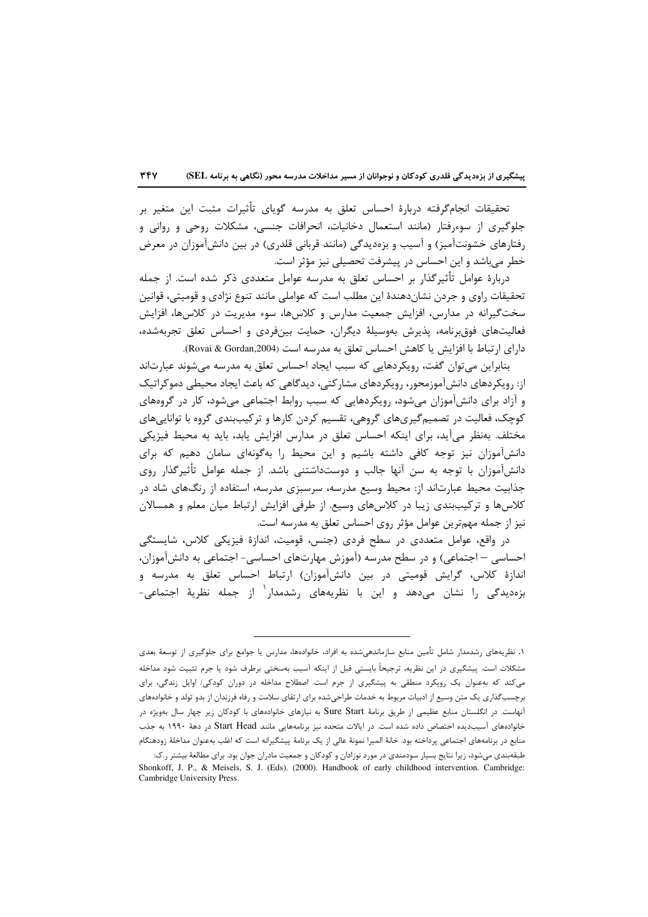تحقیقات انجام‌گرفته دربارهٔ احساس تعلق به مدرسه گویای تأثیرات مثبت این متغیر بر جلوگیری از سوءرفتار (مانند استعمال دخانیات، انحرافات جنسی، مشکلات روحی و روانی و رفتارهای خشونت‌آمیز) و آسیب و بزه‌دیدگی (مانند قربانی قلدری) در بین دانش‌آموزان در معرض خطر می‌باشد و این احساس در پیشرفت تحصیلی نیز مؤثر است.

دربارهٔ عوامل تأثیرگذار بر احساس تعلق به مدرسه عوامل متعددی ذکر شده است. از جمله تحقیقات راوی و جردن نشان‌دهندهٔ این مطلب است که عواملی مانند تنوع نژادی و قومیتی، قوانین سخت‌گیرانه در مدارس، افزایش جمعیت مدارس و کلاس‌ها، سوء مدیریت در کلاس‌ها، افزایش فعالیت‌های فوق‌برنامه، پذیرش به‌وسیلهٔ دیگران، حمایت بین‌فردی و احساس تعلق تجربه‌شده، دارای ارتباط با افزایش یا کاهش احساس تعلق به مدرسه است (Rovai & Gordan,2004).

بنابراین می‌توان گفت، رویکردهایی که سبب ایجاد احساس تعلق به مدرسه می‌شوند عبارت‌اند از: رویکردهای دانش‌آموزمحور، رویکردهای مشارکتی، دیدگاهی که باعث ایجاد محیطی دموکراتیک و آزاد برای دانش‌آموزان می‌شود، رویکردهایی که سبب روابط اجتماعی می‌شود، کار در گروه‌های کوچک، فعالیت در تصمیم‌گیری‌های گروهی، تقسیم کردن کارها و ترکیب‌بندی گروه با توانایی‌های مختلف. به‌نظر می‌آید، برای اینکه احساس تعلق در مدارس افزایش یابد، باید به محیط فیزیکی دانش‌آموزان نیز توجه کافی داشته باشیم و این محیط را به‌گونه‌ای سامان دهیم که برای دانش‌آموزان با توجه به سن آنها جالب و دوست‌داشتنی باشد. از جمله عوامل تأثیرگذار روی جذابیت محیط عبارت‌اند از: محیط وسیع مدرسه، سرسبزی مدرسه، استفاده از رنگ‌های شاد در کلاس‌ها و ترکیب‌بندی زیبا در کلاس‌های وسیع. از طرفی افزایش ارتباط میان معلم و همسالان نیز از جمله مهم‌ترین عوامل مؤثر روی احساس تعلق به مدرسه است.

در واقع، عوامل متعددی در سطح فردی (جنس، قومیت، اندازهٔ فیزیکی کلاس، شایستگی احساسی – اجتماعی) و در سطح مدرسه (آموزش مهارت‌های احساسی- اجتماعی به دانش‌آموزان، اندازهٔ کلاس، گرایش قومیتی در بین دانش‌آموزان) ارتباط احساس تعلق به مدرسه و بزه‌دیدگی را نشان می‌دهد و این با نظریه‌های رشدمدار[1] از جمله نظریهٔ اجتماعی-

---

[1] نظریه‌های رشدمدار شامل تأمین منابع سازماندهی‌شده به افراد، خانواده‌ها، مدارس یا جوامع برای جلوگیری از توسعهٔ بعدی مشکلات است. پیشگیری در این نظریه، ترجیحاً بایستی قبل از اینکه آسیب به‌سختی برطرف شود یا جرم تثبیت شود مداخله می‌کند که به‌عنوان یک رویکرد منطقی به پیشگیری از جرم است. اصطلاح مداخله در دوران کودکی/ اوایل زندگی، برای برچسب‌گذاری یک متن وسیع از ادبیات مربوط به خدمات طراحی‌شده برای ارتقای سلامت و رفاه فرزندان از بدو تولد و خانواده‌های آنهاست. در انگلستان منابع عظیمی از طریق برنامهٔ Sure Start به نیازهای خانواده‌های با کودکان زیر چهار سال به‌ویژه در خانواده‌های آسیب‌دیده اختصاص داده شده است. در ایالات متحده نیز برنامه‌هایی مانند Start Head در دههٔ ۱۹۹۰ به جذب منابع در برنامه‌های اجتماعی پرداخته بود. خانهٔ المیرا نمونهٔ عالی از یک برنامهٔ پیشگیرانه است که اغلب به‌عنوان مداخلهٔ زودهنگام طبقه‌بندی می‌شود، زیرا نتایج بسیار سودمندی در مورد نوزادان و کودکان و جمعیت مادران جوان بود. برای مطالعهٔ بیشتر ر.ک: Shonkoff, J. P., & Meisels, S. J. (Eds). (2000). Handbook of early childhood intervention. Cambridge: Cambridge University Press.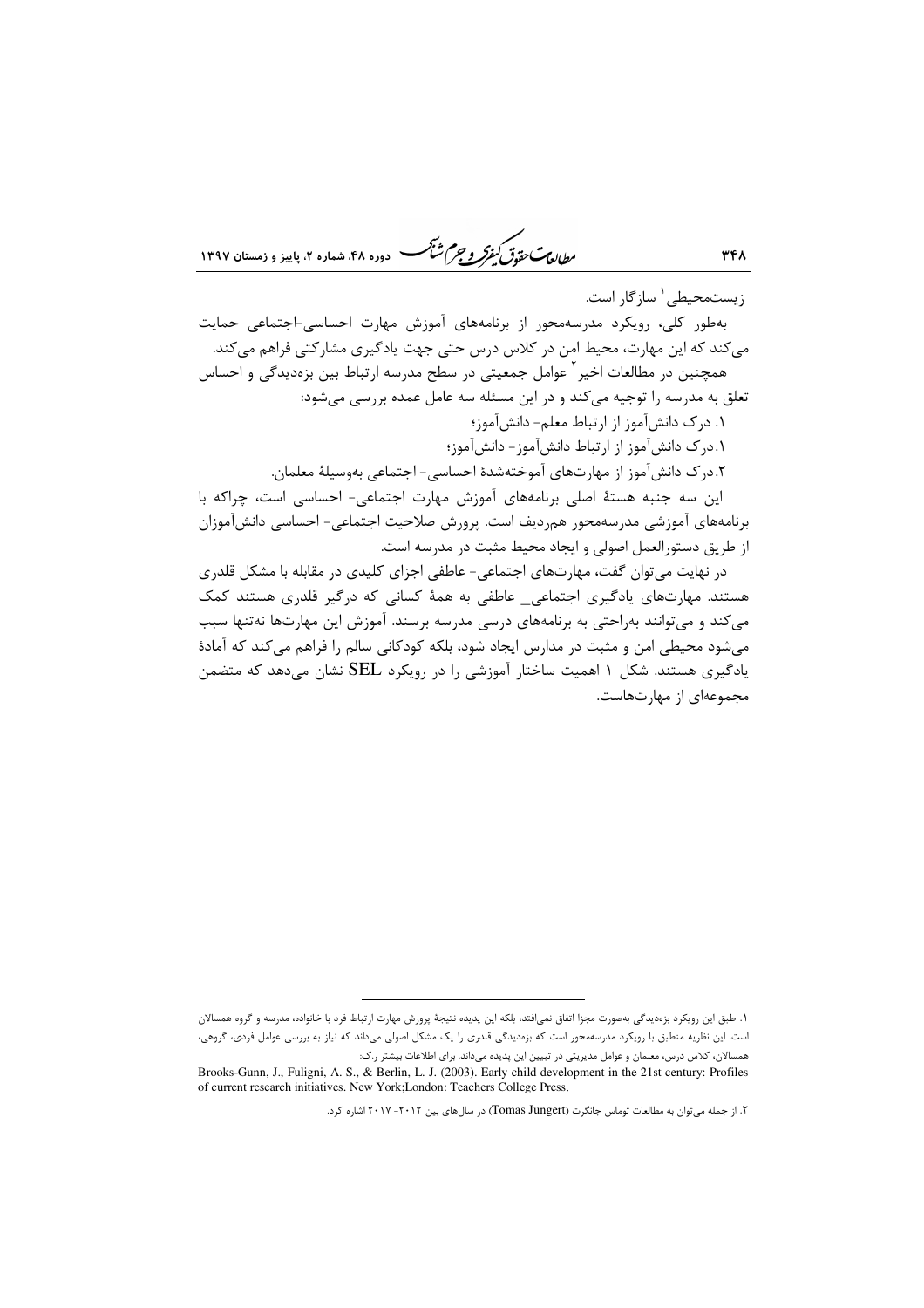زیست‌محیطی[1] سازگار است.

به‌طور کلی، رویکرد مدرسه‌محور از برنامه‌های آموزش مهارت احساسی-اجتماعی حمایت می‌کند که این مهارت، محیط امن در کلاس درس حتی جهت یادگیری مشارکتی فراهم می‌کند.

همچنین در مطالعات اخیر[2] عوامل جمعیتی در سطح مدرسه ارتباط بین بزه‌دیدگی و احساس تعلق به مدرسه را توجیه می‌کند و در این مسئله سه عامل عمده بررسی می‌شود:

۱. درک دانش‌آموز از ارتباط معلم- دانش‌آموز؛

۱.درک دانش‌آموز از ارتباط دانش‌آموز- دانش‌آموز؛

۲.درک دانش‌آموز از مهارت‌های آموخته‌شدهٔ احساسی- اجتماعی به‌وسیلهٔ معلمان.

این سه جنبه هستهٔ اصلی برنامه‌های آموزش مهارت اجتماعی- احساسی است، چراکه با برنامه‌های آموزشی مدرسه‌محور هم‌ردیف است. پرورش صلاحیت اجتماعی- احساسی دانش‌آموزان از طریق دستورالعمل اصولی و ایجاد محیط مثبت در مدرسه است.

در نهایت می‌توان گفت، مهارت‌های اجتماعی- عاطفی اجزای کلیدی در مقابله با مشکل قلدری هستند. مهارت‌های یادگیری اجتماعی_ عاطفی به همهٔ کسانی که درگیر قلدری هستند کمک می‌کند و می‌توانند به‌راحتی به برنامه‌های درسی مدرسه برسند. آموزش این مهارت‌ها نه‌تنها سبب می‌شود محیطی امن و مثبت در مدارس ایجاد شود، بلکه کودکانی سالم را فراهم می‌کند که آمادهٔ یادگیری هستند. شکل ۱ اهمیت ساختار آموزشی را در رویکرد SEL نشان می‌دهد که متضمن مجموعه‌ای از مهارت‌هاست.

---

۱. طبق این رویکرد بزه‌دیدگی به‌صورت مجزا اتفاق نمی‌افتد، بلکه این پدیده نتیجهٔ پرورش مهارت ارتباط فرد با خانواده، مدرسه و گروه همسالان است. این نظریه منطبق با رویکرد مدرسه‌محور است که بزه‌دیدگی قلدری را یک مشکل اصولی می‌داند که نیاز به بررسی عوامل فردی، گروهی، همسالان، کلاس درس، معلمان و عوامل مدیریتی در تبیین این پدیده می‌داند. برای اطلاعات بیشتر ر.ک:

Brooks-Gunn, J., Fuligni, A. S., & Berlin, L. J. (2003). Early child development in the 21st century: Profiles of current research initiatives. New York;London: Teachers College Press.

۲. از جمله می‌توان به مطالعات توماس جانگرت (Tomas Jungert) در سال‌های بین ۲۰۱۲- ۲۰۱۷ اشاره کرد.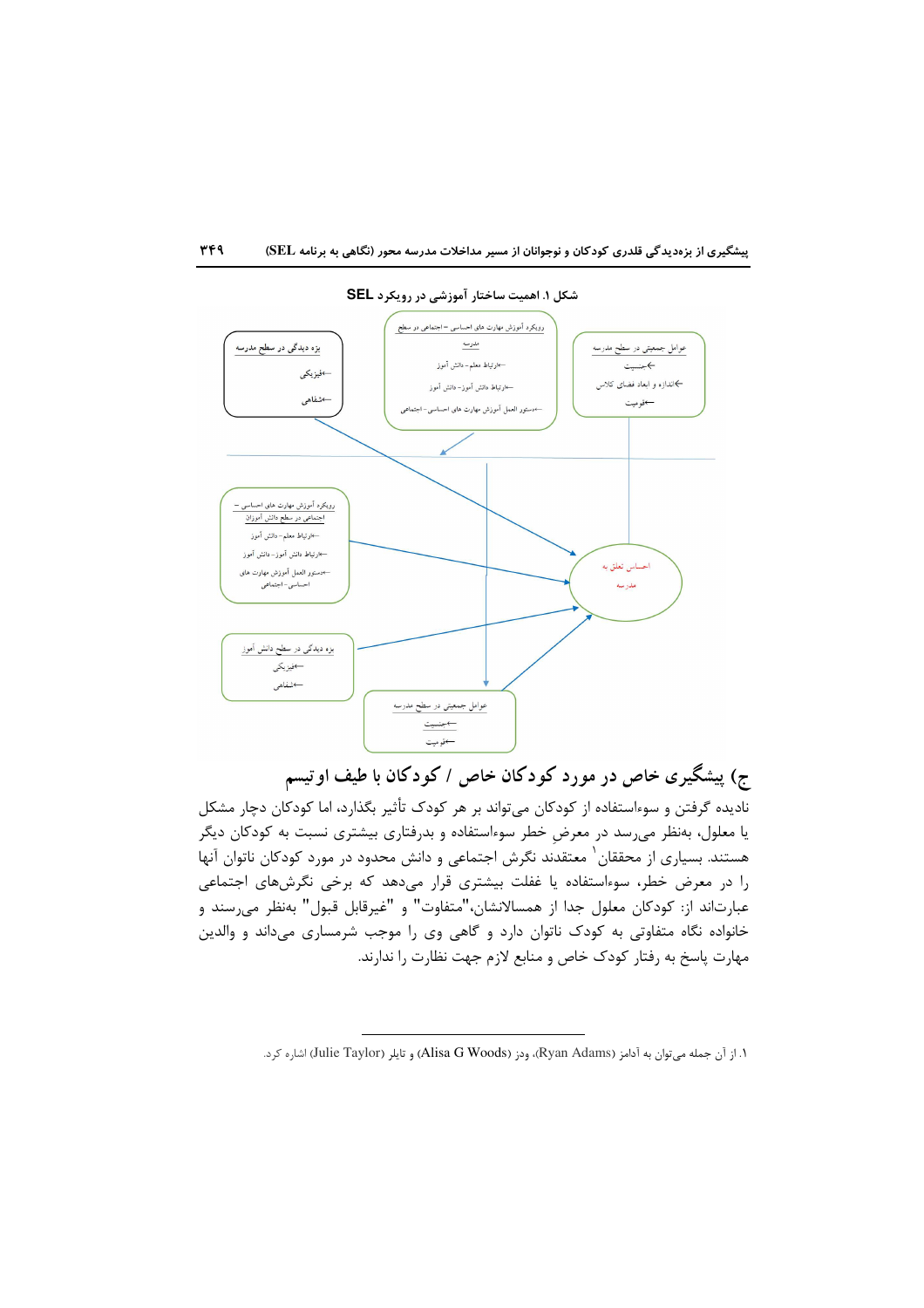شکل ۱. اهمیت ساختار آموزشی در رویکرد SEL

بزه دیدگی در سطح مدرسه
←فیزیکی
←شفاهی

رویکرد آموزش مهارت های احساسی – اجتماعی در سطح مدرسه
←ارتباط معلم- دانش آموز
←ارتباط دانش آموز- دانش آموز
←دستور العمل آموزش مهارت های احساسی- اجتماعی

عوامل جمعیتی در سطح مدرسه
←جنسیت
←اندازه و ابعاد فضای کلاس
←قومیت

رویکرد آموزش مهارت های احساسی – اجتماعی در سطح دانش آموزان
←ارتباط معلم- دانش آموز
←ارتباط دانش آموز- دانش آموز
←دستور العمل آموزش مهارت های احساسی- اجتماعی

احساس تعلق به مدرسه

بزه دیدگی در سطح دانش آموز
←فیزیکی
←شفاهی

عوامل جمعیتی در سطح مدرسه
←جنسیت
←قومیت

## ج) پیشگیری خاص در مورد کودکان خاص / کودکان با طیف اوتیسم

نادیده گرفتن و سوءاستفاده از کودکان می‌تواند بر هر کودک تأثیر بگذارد، اما کودکان دچار مشکل یا معلول، به‌نظر می‌رسد در معرضِ خطر سوءاستفاده و بدرفتاری بیشتری نسبت به کودکان دیگر هستند. بسیاری از محققان[1] معتقدند نگرش اجتماعی و دانش محدود در مورد کودکان ناتوان آنها را در معرض خطر، سوءاستفاده یا غفلت بیشتری قرار می‌دهد که برخی نگرش‌های اجتماعی عبارت‌اند از: کودکان معلول جدا از همسالانشان،"متفاوت" و "غیرقابل قبول" به‌نظر می‌رسند و خانواده نگاه متفاوتی به کودک ناتوان دارد و گاهی وی را موجب شرمساری می‌داند و والدین مهارت پاسخ به رفتار کودک خاص و منابع لازم جهت نظارت را ندارند.

---

۱. از آن جمله می‌توان به آدامز (Ryan Adams)، ودز (Alisa G Woods) و تایلر (Julie Taylor) اشاره کرد.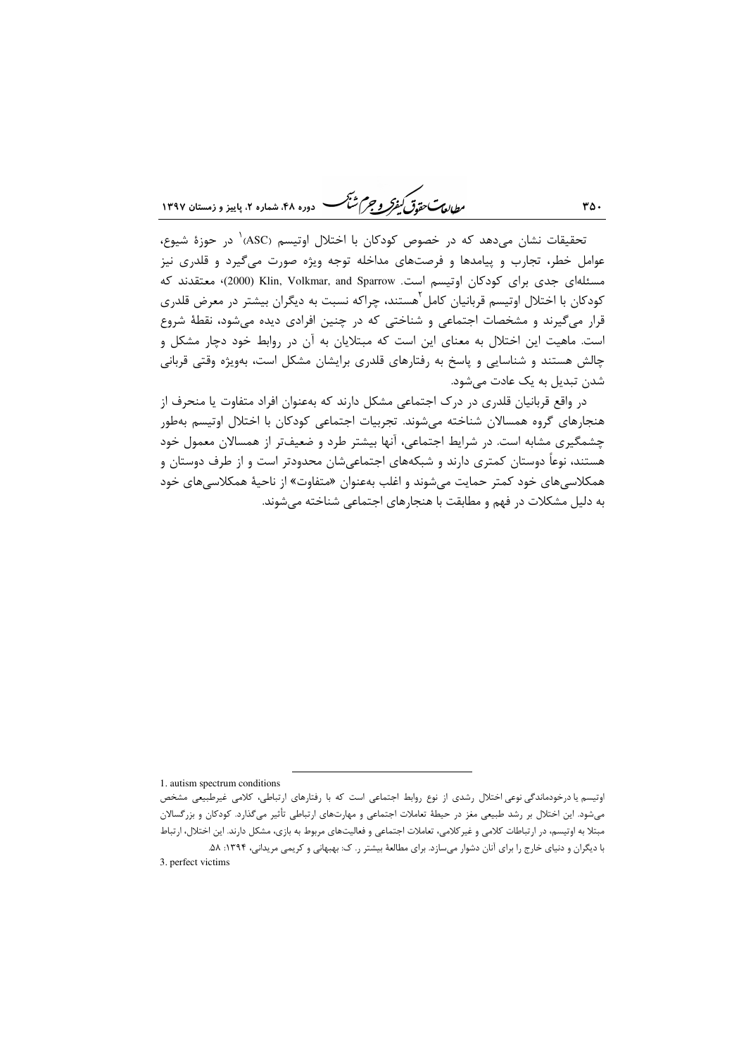تحقیقات نشان می‌دهد که در خصوص کودکان با اختلال اوتیسم (ASC)[1] در حوزهٔ شیوع، عوامل خطر، تجارب و پیامدها و فرصت‌های مداخله توجه ویژه صورت می‌گیرد و قلدری نیز مسئله‌ای جدی برای کودکان اوتیسم است. Klin, Volkmar, and Sparrow (2000)، معتقدند که کودکان با اختلال اوتیسم قربانیان کامل[2] هستند، چراکه نسبت به دیگران بیشتر در معرض قلدری قرار می‌گیرند و مشخصات اجتماعی و شناختی که در چنین افرادی دیده می‌شود، نقطهٔ شروع است. ماهیت این اختلال به معنای این است که مبتلایان به آن در روابط خود دچار مشکل و چالش هستند و شناسایی و پاسخ به رفتارهای قلدری برایشان مشکل است، به‌ویژه وقتی قربانی شدن تبدیل به یک عادت می‌شود.

در واقع قربانیان قلدری در درک اجتماعی مشکل دارند که به‌عنوان افراد متفاوت یا منحرف از هنجارهای گروه همسالان شناخته می‌شوند. تجربیات اجتماعی کودکان با اختلال اوتیسم به‌طور چشمگیری مشابه است. در شرایط اجتماعی، آنها بیشتر طرد و ضعیف‌تر از همسالان معمول خود هستند، نوعاً دوستان کمتری دارند و شبکه‌های اجتماعی‌شان محدودتر است و از طرف دوستان و همکلاسی‌های خود کمتر حمایت می‌شوند و اغلب به‌عنوان «متفاوت» از ناحیهٔ همکلاسی‌های خود به دلیل مشکلات در فهم و مطابقت با هنجارهای اجتماعی شناخته می‌شوند.

---

1. autism spectrum conditions

اوتیسم یا درخودماندگی نوعی اختلال رشدی از نوع روابط اجتماعی است که با رفتارهای ارتباطی، کلامی غیرطبیعی مشخص می‌شود. این اختلال بر رشد طبیعی مغز در حیطهٔ تعاملات اجتماعی و مهارت‌های ارتباطی تأثیر می‌گذارد. کودکان و بزرگسالان مبتلا به اوتیسم، در ارتباطات کلامی و غیرکلامی، تعاملات اجتماعی و فعالیت‌های مربوط به بازی، مشکل دارند. این اختلال، ارتباط با دیگران و دنیای خارج را برای آنان دشوار می‌سازد. برای مطالعهٔ بیشتر ر. ک: بهبهانی و کریمی مریدانی، ۱۳۹۴: ۵۸.

3. perfect victims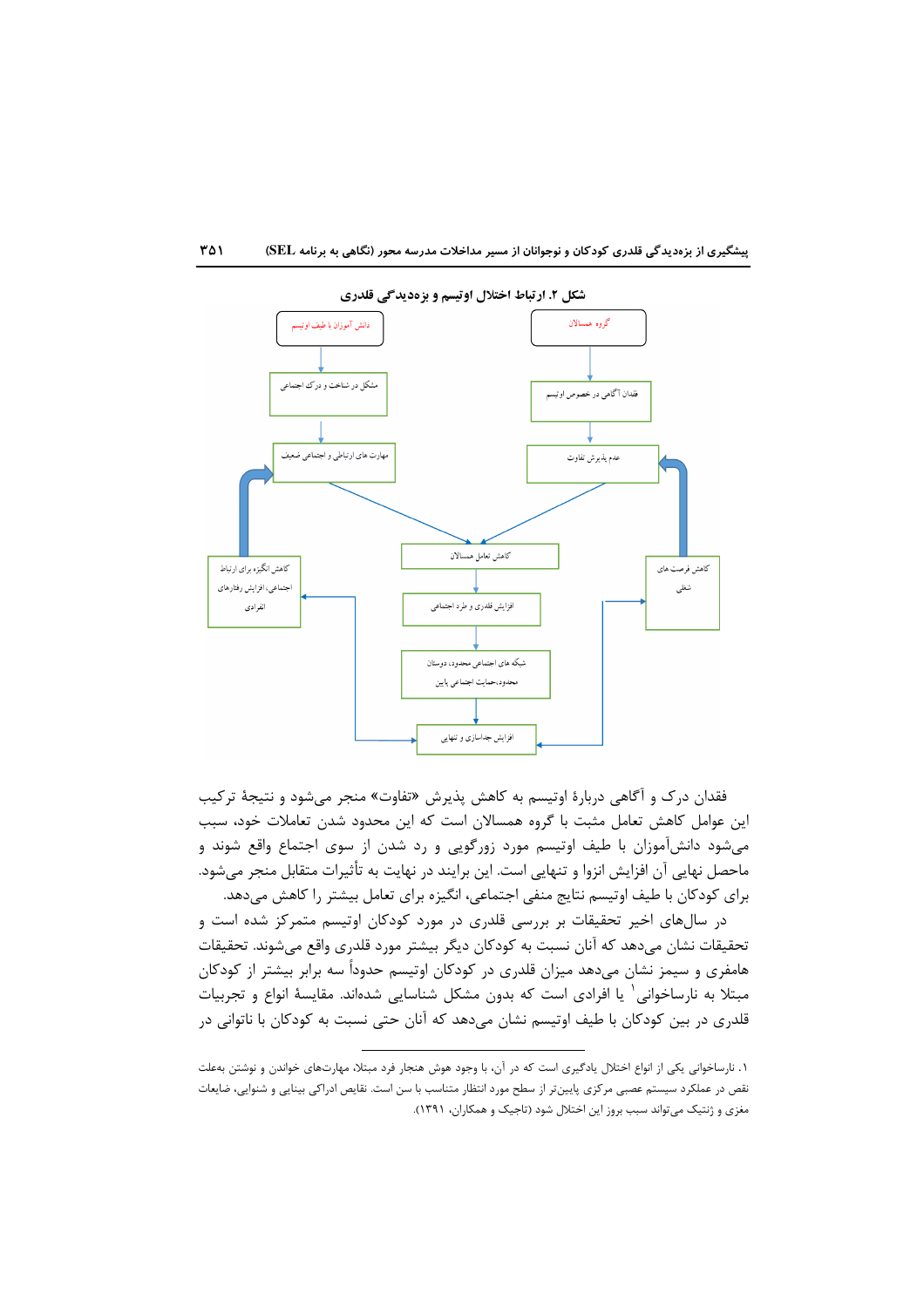شکل ۲. ارتباط اختلال اوتیسم و بزه‌دیدگی قلدری

دانش آموزان با طیف اوتیسم ← مشکل در شناخت و درک اجتماعی ← مهارت های ارتباطی و اجتماعی ضعیف

گروه همسالان ← فقدان آگاهی در خصوص اوتیسم ← عدم پذیرش تفاوت

مهارت های ارتباطی و اجتماعی ضعیف + عدم پذیرش تفاوت ← کاهش تعامل همسالان ← افزایش قلدری و طرد اجتماعی ← شبکه های اجتماعی محدود، دوستان محدود،حمایت اجتماعی پایین ← افزایش جداسازی و تنهایی

کاهش انگیزه برای ارتباط اجتماعی، افزایش رفتارهای انفرادی

کاهش فرصت های شغلی

فقدان درک و آگاهی دربارۀ اوتیسم به کاهش پذیرش «تفاوت» منجر می‌شود و نتیجۀ ترکیب این عوامل کاهش تعامل مثبت با گروه همسالان است که این محدود شدن تعاملات خود، سبب می‌شود دانش‌آموزان با طیف اوتیسم مورد زورگویی و رد شدن از سوی اجتماع واقع شوند و ماحصل نهایی آن افزایش انزوا و تنهایی است. این برایند در نهایت به تأثیرات متقابل منجر می‌شود. برای کودکان با طیف اوتیسم نتایج منفی اجتماعی، انگیزه برای تعامل بیشتر را کاهش می‌دهد.

در سال‌های اخیر تحقیقات بر بررسی قلدری در مورد کودکان اوتیسم متمرکز شده است و تحقیقات نشان می‌دهد که آنان نسبت به کودکان دیگر بیشتر مورد قلدری واقع می‌شوند. تحقیقات هامفری و سیمز نشان می‌دهد میزان قلدری در کودکان اوتیسم حدوداً سه برابر بیشتر از کودکان مبتلا به نارساخوانی[1] یا افرادی است که بدون مشکل شناسایی شده‌اند. مقایسۀ انواع و تجربیات قلدری در بین کودکان با طیف اوتیسم نشان می‌دهد که آنان حتی نسبت به کودکان با ناتوانی در

---

۱. نارساخوانی یکی از انواع اختلال یادگیری است که در آن، با وجود هوش هنجار فرد مبتلا، مهارت‌های خواندن و نوشتن به‌علت نقص در عملکرد سیستم عصبی مرکزی پایین‌تر از سطح مورد انتظار متناسب با سن است. نقایص ادراکی بینایی و شنوایی، ضایعات مغزی و ژنتیک می‌تواند سبب بروز این اختلال شود (تاجیک و همکاران، ۱۳۹۱).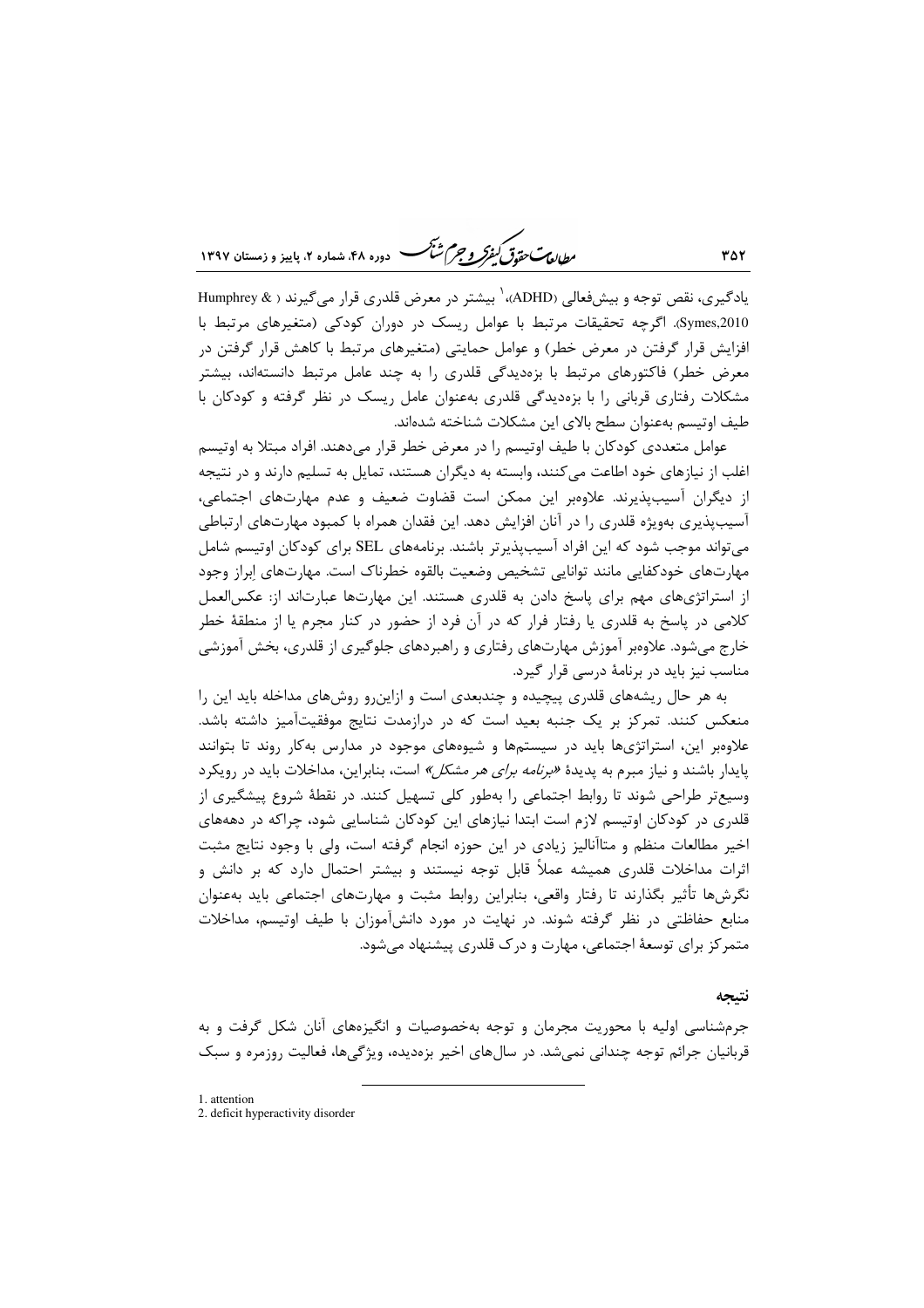یادگیری، نقص توجه و بیش‌فعالی (ADHD)،[1] بیشتر در معرض قلدری قرار می‌گیرند (Humphrey & Symes,2010). اگرچه تحقیقات مرتبط با عوامل ریسک در دوران کودکی (متغیرهای مرتبط با افزایش قرار گرفتن در معرض خطر) و عوامل حمایتی (متغیرهای مرتبط با کاهش قرار گرفتن در معرض خطر) فاکتورهای مرتبط با بزه‌دیدگی قلدری را به چند عامل مرتبط دانسته‌اند، بیشتر مشکلات رفتاری قربانی را با بزه‌دیدگی قلدری به‌عنوان عامل ریسک در نظر گرفته و کودکان با طیف اوتیسم به‌عنوان سطح بالای این مشکلات شناخته شده‌اند.

عوامل متعددی کودکان با طیف اوتیسم را در معرض خطر قرار می‌دهند. افراد مبتلا به اوتیسم اغلب از نیازهای خود اطاعت می‌کنند، وابسته به دیگران هستند، تمایل به تسلیم دارند و در نتیجه از دیگران آسیب‌پذیرند. علاوه‌بر این ممکن است قضاوت ضعیف و عدم مهارت‌های اجتماعی، آسیب‌پذیری به‌ویژه قلدری را در آنان افزایش دهد. این فقدان همراه با کمبود مهارت‌های ارتباطی می‌تواند موجب شود که این افراد آسیب‌پذیرتر باشند. برنامه‌های SEL برای کودکان اوتیسم شامل مهارت‌های خودکفایی مانند توانایی تشخیص وضعیت بالقوه خطرناک است. مهارت‌های اِبراز وجود از استراتژی‌های مهم برای پاسخ دادن به قلدری هستند. این مهارت‌ها عبارت‌اند از: عکس‌العمل کلامی در پاسخ به قلدری یا رفتار فرار که در آن فرد از حضور در کنار مجرم یا از منطقهٔ خطر خارج می‌شود. علاوه‌بر آموزش مهارت‌های رفتاری و راهبردهای جلوگیری از قلدری، بخش آموزشی مناسب نیز باید در برنامهٔ درسی قرار گیرد.

به هر حال ریشه‌های قلدری پیچیده و چندبعدی است و ازاین‌رو روش‌های مداخله باید این را منعکس کنند. تمرکز بر یک جنبه بعید است که در درازمدت نتایج موفقیت‌آمیز داشته باشد. علاوه‌بر این، استراتژی‌ها باید در سیستم‌ها و شیوه‌های موجود در مدارس به‌کار روند تا بتوانند پایدار باشند و نیاز مبرم به پدیدهٔ *«برنامه برای هر مشکل»* است، بنابراین، مداخلات باید در رویکرد وسیع‌تر طراحی شوند تا روابط اجتماعی را به‌طور کلی تسهیل کنند. در نقطهٔ شروع پیشگیری از قلدری در کودکان اوتیسم لازم است ابتدا نیازهای این کودکان شناسایی شود، چراکه در دهه‌های اخیر مطالعات منظم و متاآنالیز زیادی در این حوزه انجام گرفته است، ولی با وجود نتایج مثبت اثرات مداخلات قلدری همیشه عملاً قابل توجه نیستند و بیشتر احتمال دارد که بر دانش و نگرش‌ها تأثیر بگذارند تا رفتار واقعی، بنابراین روابط مثبت و مهارت‌های اجتماعی باید به‌عنوان منابع حفاظتی در نظر گرفته شوند. در نهایت در مورد دانش‌آموزان با طیف اوتیسم، مداخلات متمرکز برای توسعهٔ اجتماعی، مهارت و درک قلدری پیشنهاد می‌شود.

## نتیجه

جرم‌شناسی اولیه با محوریت مجرمان و توجه به‌خصوصیات و انگیزه‌های آنان شکل گرفت و به قربانیان جرائم توجه چندانی نمی‌شد. در سال‌های اخیر بزه‌دیده، ویژگی‌ها، فعالیت روزمره و سبک

---

1. attention
2. deficit hyperactivity disorder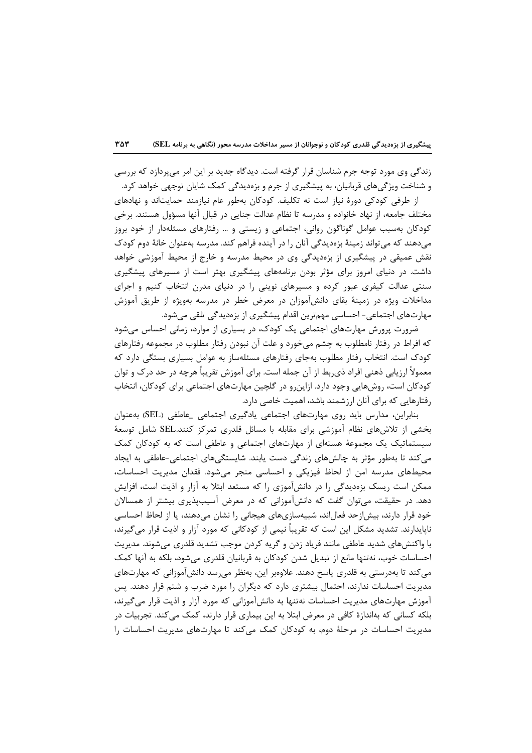زندگی وی مورد توجه جرم شناسان قرار گرفته است. دیدگاه جدید بر این امر می‌پردازد که بررسی و شناخت ویژگی‌های قربانیان، به پیشگیری از جرم و بزه‌دیدگی کمک شایان توجهی خواهد کرد.

از طرفی کودکی دورهٔ نیاز است نه تکلیف. کودکان به‌طور عام نیازمند حمایت‌اند و نهادهای مختلف جامعه، از نهاد خانواده و مدرسه تا نظام عدالت جنایی در قبال آنها مسؤول هستند. برخی کودکان به‌سبب عوامل گوناگون روانی، اجتماعی و زیستی و ... رفتارهای مسئله‌دار از خود بروز می‌دهند که می‌تواند زمینهٔ بزه‌دیدگی آنان را در آینده فراهم کند. مدرسه به‌عنوان خانهٔ دوم کودک نقش عمیقی در پیشگیری از بزه‌دیدگی وی در محیط مدرسه و خارج از محیط آموزشی خواهد داشت. در دنیای امروز برای مؤثر بودن برنامه‌های پیشگیری بهتر است از مسیرهای پیشگیری سنتی عدالت کیفری عبور کرده و مسیرهای نوینی را در دنیای مدرن انتخاب کنیم و اجرای مداخلات ویژه در زمینهٔ بقای دانش‌آموزان در معرض خطر در مدرسه به‌ویژه از طریق آموزش مهارت‌های اجتماعی- احساسی مهم‌ترین اقدام پیشگیری از بزه‌دیدگی تلقی می‌شود.

ضرورت پرورش مهارت‌های اجتماعی یک کودک، در بسیاری از موارد، زمانی احساس می‌شود که افراط در رفتار نامطلوب به چشم می‌خورد و علت آن نبودن رفتار مطلوب در مجموعه رفتارهای کودک است. انتخاب رفتار مطلوب به‌جای رفتارهای مسئله‌ساز به عوامل بسیاری بستگی دارد که معمولاً ارزیابی ذهنی افراد ذی‌ربط از آن جمله است. برای آموزش تقریباً هرچه در حد درک و توان کودکان است، روش‌هایی وجود دارد. ازاین‌رو در گلچین مهارت‌های اجتماعی برای کودکان، انتخاب رفتارهایی که برای آنان ارزشمند باشد، اهمیت خاصی دارد.

بنابراین، مدارس باید روی مهارت‌های اجتماعی یادگیری اجتماعی _عاطفی (SEL) به‌عنوان بخشی از تلاش‌های نظام آموزشی برای مقابله با مسائل قلدری تمرکز کنند.SEL شامل توسعهٔ سیستماتیک یک مجموعهٔ هسته‌ای از مهارت‌های اجتماعی و عاطفی است که به کودکان کمک می‌کند تا به‌طور مؤثر به چالش‌های زندگی دست یابند. شایستگی‌های اجتماعی-عاطفی به ایجاد محیط‌های مدرسه امن از لحاظ فیزیکی و احساسی منجر می‌شود. فقدان مدیریت احساسات، ممکن است ریسک بزه‌دیدگی را در دانش‌آموزی را که مستعد ابتلا به آزار و اذیت است، افزایش دهد. در حقیقت، می‌توان گفت که دانش‌آموزانی که در معرض آسیب‌پذیری بیشتر از همسالان خود قرار دارند، بیش‌ازحد فعال‌اند، شبیه‌سازی‌های هیجانی را نشان می‌دهند، یا از لحاظ احساسی ناپایدارند. تشدید مشکل این است که تقریباً نیمی از کودکانی که مورد آزار و اذیت قرار می‌گیرند، با واکنش‌های شدید عاطفی مانند فریاد زدن و گریه کردن موجب تشدید قلدری می‌شوند. مدیریت احساسات خوب، نه‌تنها مانع از تبدیل شدن کودکان به قربانیان قلدری می‌شود، بلکه به آنها کمک می‌کند تا به‌درستی به قلدری پاسخ دهند. علاوه‌بر این، به‌نظر می‌رسد دانش‌آموزانی که مهارت‌های مدیریت احساسات ندارند، احتمال بیشتری دارد که دیگران را مورد ضرب و شتم قرار دهند. پس آموزش مهارت‌های مدیریت احساسات نه‌تنها به دانش‌آموزانی که مورد آزار و اذیت قرار می‌گیرند، بلکه کسانی که به‌اندازهٔ کافی در معرض ابتلا به این بیماری قرار دارند، کمک می‌کند. تجربیات در مدیریت احساسات در مرحلهٔ دوم، به کودکان کمک می‌کند تا مهارت‌های مدیریت احساسات را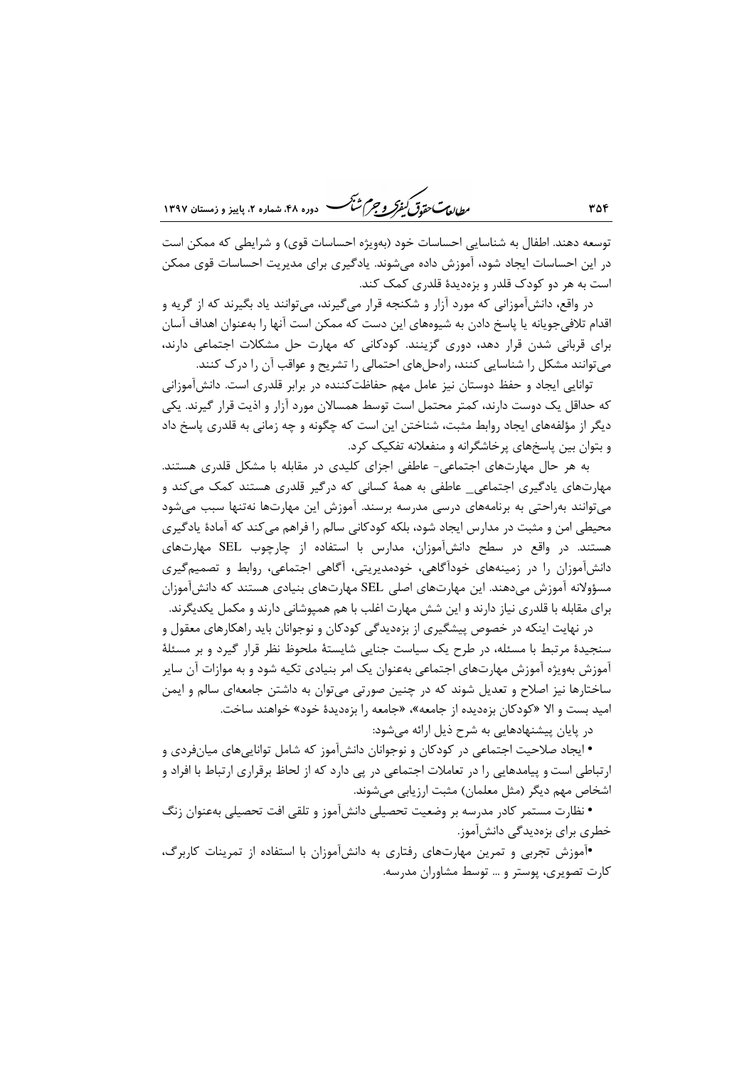توسعه دهند. اطفال به شناسایی احساسات خود (به‌ویژه احساسات قوی) و شرایطی که ممکن است در این احساسات ایجاد شود، آموزش داده می‌شوند. یادگیری برای مدیریت احساسات قوی ممکن است به هر دو کودک قلدر و بزه‌دیدهٔ قلدری کمک کند.

در واقع، دانش‌آموزانی که مورد آزار و شکنجه قرار می‌گیرند، می‌توانند یاد بگیرند که از گریه و اقدام تلافی‌جویانه یا پاسخ دادن به شیوه‌های این دست که ممکن است آنها را به‌عنوان اهداف آسان برای قربانی شدن قرار دهد، دوری گزینند. کودکانی که مهارت حل مشکلات اجتماعی دارند، می‌توانند مشکل را شناسایی کنند، راه‌حل‌های احتمالی را تشریح و عواقب آن را درک کنند.

توانایی ایجاد و حفظ دوستان نیز عامل مهم حفاظت‌کننده در برابر قلدری است. دانش‌آموزانی که حداقل یک دوست دارند، کمتر محتمل است توسط همسالان مورد آزار و اذیت قرار گیرند. یکی دیگر از مؤلفه‌های ایجاد روابط مثبت، شناختن این است که چگونه و چه زمانی به قلدری پاسخ داد و بتوان بین پاسخ‌های پرخاشگرانه و منفعلانه تفکیک کرد.

به هر حال مهارت‌های اجتماعی- عاطفی اجزای کلیدی در مقابله با مشکل قلدری هستند. مهارت‌های یادگیری اجتماعی_ عاطفی به همهٔ کسانی که درگیر قلدری هستند کمک می‌کند و می‌توانند به‌راحتی به برنامه‌های درسی مدرسه برسند. آموزش این مهارت‌ها نه‌تنها سبب می‌شود محیطی امن و مثبت در مدارس ایجاد شود، بلکه کودکانی سالم را فراهم می‌کند که آمادهٔ یادگیری هستند. در واقع در سطح دانش‌آموزان، مدارس با استفاده از چارچوب SEL مهارت‌های دانش‌آموزان را در زمینه‌های خودآگاهی، خودمدیریتی، آگاهی اجتماعی، روابط و تصمیم‌گیری مسؤولانه آموزش می‌دهند. این مهارت‌های اصلی SEL مهارت‌های بنیادی هستند که دانش‌آموزان برای مقابله با قلدری نیاز دارند و این شش مهارت اغلب با هم همپوشانی دارند و مکمل یکدیگرند.

در نهایت اینکه در خصوص پیشگیری از بزه‌دیدگی کودکان و نوجوانان باید راهکارهای معقول و سنجیدهٔ مرتبط با مسئله، در طرح یک سیاست جنایی شایستهٔ ملحوظ نظر قرار گیرد و بر مسئلهٔ آموزش به‌ویژه آموزش مهارت‌های اجتماعی به‌عنوان یک امر بنیادی تکیه شود و به موازات آن سایر ساختارها نیز اصلاح و تعدیل شوند که در چنین صورتی می‌توان به داشتن جامعه‌ای سالم و ایمن امید بست و الا «کودکان بزه‌دیده از جامعه»، «جامعه را بزه‌دیدهٔ خود» خواهند ساخت.

در پایان پیشنهادهایی به شرح ذیل ارائه می‌شود:

• ایجاد صلاحیت اجتماعی در کودکان و نوجوانان دانش‌آموز که شامل توانایی‌های میان‌فردی و ارتباطی است و پیامدهایی را در تعاملات اجتماعی در پی دارد که از لحاظ برقراری ارتباط با افراد و اشخاص مهم دیگر (مثل معلمان) مثبت ارزیابی می‌شوند.

• نظارت مستمر کادر مدرسه بر وضعیت تحصیلی دانش‌آموز و تلقی افت تحصیلی به‌عنوان زنگ خطری برای بزه‌دیدگی دانش‌آموز.

• آموزش تجربی و تمرین مهارت‌های رفتاری به دانش‌آموزان با استفاده از تمرینات کاربرگ، کارت تصویری، پوستر و ... توسط مشاوران مدرسه.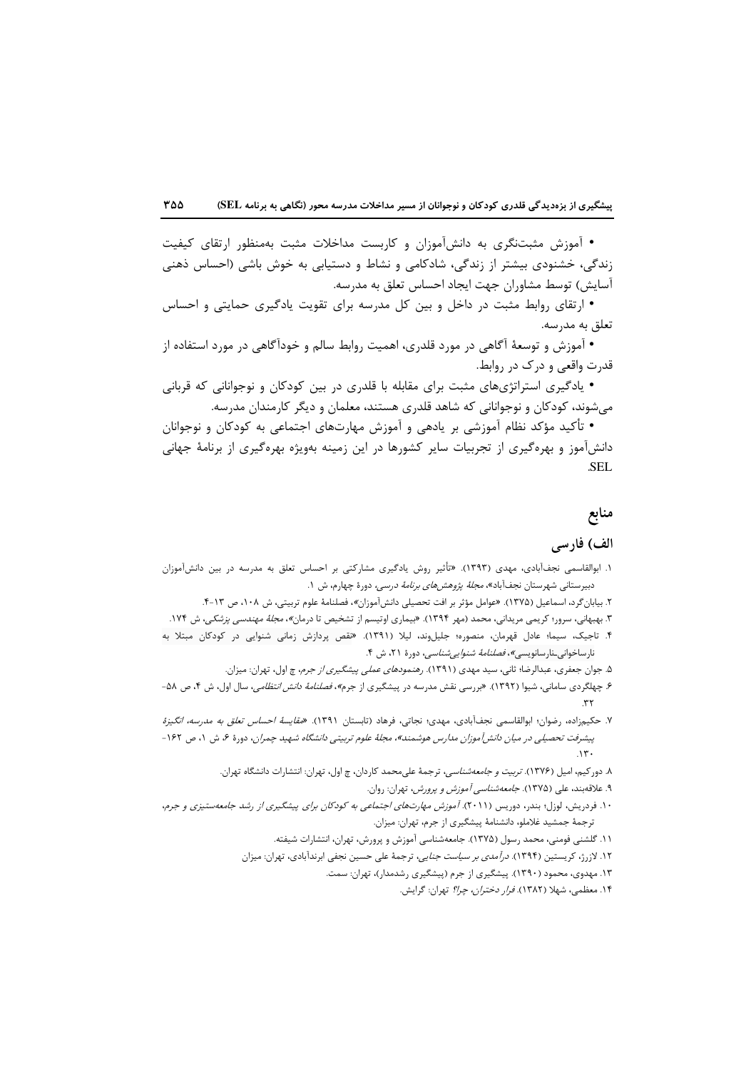• آموزش مثبت‌نگری به دانش‌آموزان و کاربست مداخلات مثبت به‌منظور ارتقای کیفیت زندگی، خشنودی بیشتر از زندگی، شادکامی و نشاط و دستیابی به خوش باشی (احساس ذهنی آسایش) توسط مشاوران جهت ایجاد احساس تعلق به مدرسه.

• ارتقای روابط مثبت در داخل و بین کل مدرسه برای تقویت یادگیری حمایتی و احساس تعلق به مدرسه.

• آموزش و توسعهٔ آگاهی در مورد قلدری، اهمیت روابط سالم و خودآگاهی در مورد استفاده از قدرت واقعی و درک در روابط.

• یادگیری استراتژی‌های مثبت برای مقابله با قلدری در بین کودکان و نوجوانانی که قربانی می‌شوند، کودکان و نوجوانانی که شاهد قلدری هستند، معلمان و دیگر کارمندان مدرسه.

• تأکید مؤکد نظام آموزشی بر یادهی و آموزش مهارت‌های اجتماعی به کودکان و نوجوانان دانش‌آموز و بهره‌گیری از تجربیات سایر کشورها در این زمینه به‌ویژه بهره‌گیری از برنامهٔ جهانی SEL.

## منابع

### الف) فارسی

۱. ابوالقاسمی نجف‌آبادی، مهدی (۱۳۹۳). «تأثیر روش یادگیری مشارکتی بر احساس تعلق به مدرسه در بین دانش‌آموزان دبیرستانی شهرستان نجف‌آباد»، *مجلهٔ پژوهش‌های برنامهٔ درسی*، دورهٔ چهارم، ش ۱.

۲. بیابان‌گرد، اسماعیل (۱۳۷۵). «عوامل مؤثر بر افت تحصیلی دانش‌آموزان»، فصلنامهٔ علوم تربیتی، ش ۱۰۸، ص ۱۳-۴.

۳. بهبهانی، سرور؛ کریمی مریدانی، محمد (مهر ۱۳۹۴). «بیماری اوتیسم از تشخیص تا درمان»، *مجلهٔ مهندسی پزشکی*، ش ۱۷۴.

۴. تاجیک، سیما؛ عادل قهرمان، منصوره؛ جلیل‌وند، لیلا (۱۳۹۱). «نقص پردازش زمانی شنوایی در کودکان مبتلا به نارساخوانی-نارسانویسی»، *فصلنامهٔ شنوایی‌شناسی*، دورهٔ ۲۱، ش ۴.

۵. جوان جعفری، عبدالرضا؛ ثانی، سید مهدی (۱۳۹۱). *رهنمودهای عملی پیشگیری از جرم*، چ اول، تهران: میزان.

۶. چهلگردی سامانی، شیوا (۱۳۹۲). «بررسی نقش مدرسه در پیشگیری از جرم»، *فصلنامهٔ دانش انتظامی*، سال اول، ش ۴، ص ۵۸-۳۲.

۷. حکیم‌زاده، رضوان؛ ابوالقاسمی نجف‌آبادی، مهدی؛ نجاتی، فرهاد (تابستان ۱۳۹۱). «*مقایسهٔ احساس تعلق به مدرسه، انگیزهٔ پیشرفت تحصیلی در میان دانش‌آموزان مدارس هوشمند*»، *مجلهٔ علوم تربیتی دانشگاه شهید چمران*، دورهٔ ۶، ش ۱، ص ۱۶۲-۱۳۰.

۸. دورکیم، امیل (۱۳۷۶). *تربیت و جامعه‌شناسی*، ترجمهٔ علی‌محمد کاردان، چ اول، تهران: انتشارات دانشگاه تهران.

۹. علاقه‌بند، علی (۱۳۷۵). *جامعه‌شناسی آموزش و پرورش*، تهران: روان.

۱۰. فردریش، لوزل؛ بندر، دوریس (۲۰۱۱). *آموزش مهارت‌های اجتماعی به کودکان برای پیشگیری از رشد جامعه‌ستیزی و جرم*، ترجمهٔ جمشید غلاملو، دانشنامهٔ پیشگیری از جرم، تهران: میزان.

۱۱. گلشنی فومنی، محمد رسول (۱۳۷۵). جامعه‌شناسی آموزش و پرورش، تهران، انتشارات شیفته.

۱۲. لازرژ، کریستین (۱۳۹۴). *درآمدی بر سیاست جنایی*، ترجمهٔ علی حسین نجفی ابرندآبادی، تهران: میزان

۱۳. مهدوی، محمود (۱۳۹۰). پیشگیری از جرم (پیشگیری رشدمدار)، تهران: سمت.

۱۴. معظمی، شهلا (۱۳۸۲). *فرار دختران، چرا؟* تهران: گرایش.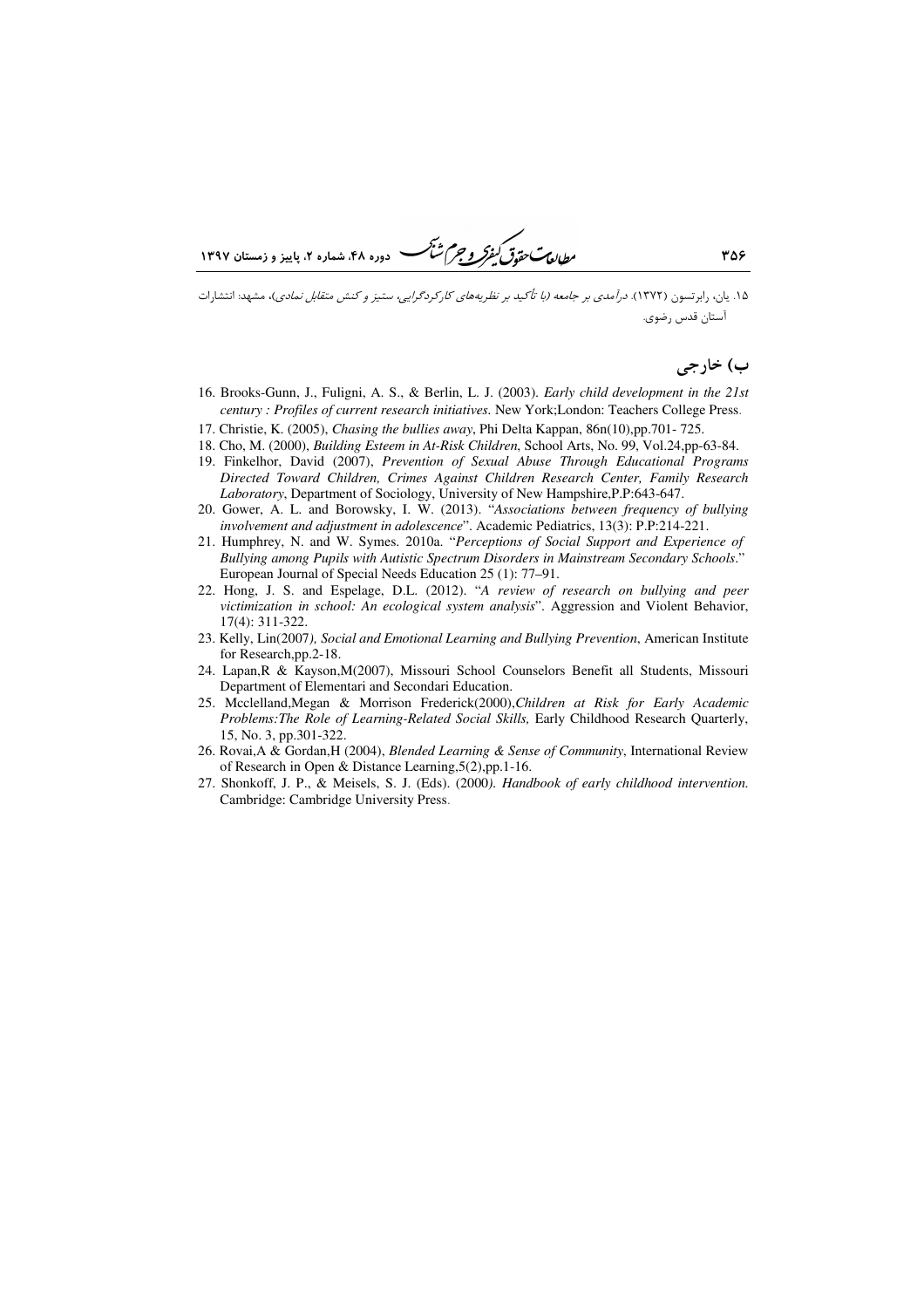۱۵. یان، رابرتسون (۱۳۷۲). *درآمدی بر جامعه (با تأکید بر نظریه‌های کارکردگرایی، ستیز و کنش متقابل نمادی)*، مشهد: انتشارات آستان قدس رضوی.

## ب) خارجی

16. Brooks-Gunn, J., Fuligni, A. S., & Berlin, L. J. (2003). *Early child development in the 21st century : Profiles of current research initiatives.* New York;London: Teachers College Press.
17. Christie, K. (2005), *Chasing the bullies away*, Phi Delta Kappan, 86n(10),pp.701- 725.
18. Cho, M. (2000), *Building Esteem in At-Risk Children*, School Arts, No. 99, Vol.24,pp-63-84.
19. Finkelhor, David (2007), *Prevention of Sexual Abuse Through Educational Programs Directed Toward Children, Crimes Against Children Research Center, Family Research Laboratory*, Department of Sociology, University of New Hampshire,P.P:643-647.
20. Gower, A. L. and Borowsky, I. W. (2013). "*Associations between frequency of bullying involvement and adjustment in adolescence*". Academic Pediatrics, 13(3): P.P:214-221.
21. Humphrey, N. and W. Symes. 2010a. "*Perceptions of Social Support and Experience of Bullying among Pupils with Autistic Spectrum Disorders in Mainstream Secondary Schools*." European Journal of Special Needs Education 25 (1): 77–91.
22. Hong, J. S. and Espelage, D.L. (2012). "*A review of research on bullying and peer victimization in school: An ecological system analysis*". Aggression and Violent Behavior, 17(4): 311-322.
23. Kelly, Lin(2007*), Social and Emotional Learning and Bullying Prevention*, American Institute for Research,pp.2-18.
24. Lapan,R & Kayson,M(2007), Missouri School Counselors Benefit all Students, Missouri Department of Elementari and Secondari Education.
25. Mcclelland,Megan & Morrison Frederick(2000),*Children at Risk for Early Academic Problems:The Role of Learning-Related Social Skills,* Early Childhood Research Quarterly, 15, No. 3, pp.301-322.
26. Rovai,A & Gordan,H (2004), *Blended Learning & Sense of Community*, International Review of Research in Open & Distance Learning,5(2),pp.1-16.
27. Shonkoff, J. P., & Meisels, S. J. (Eds). (2000*). Handbook of early childhood intervention.* Cambridge: Cambridge University Press.